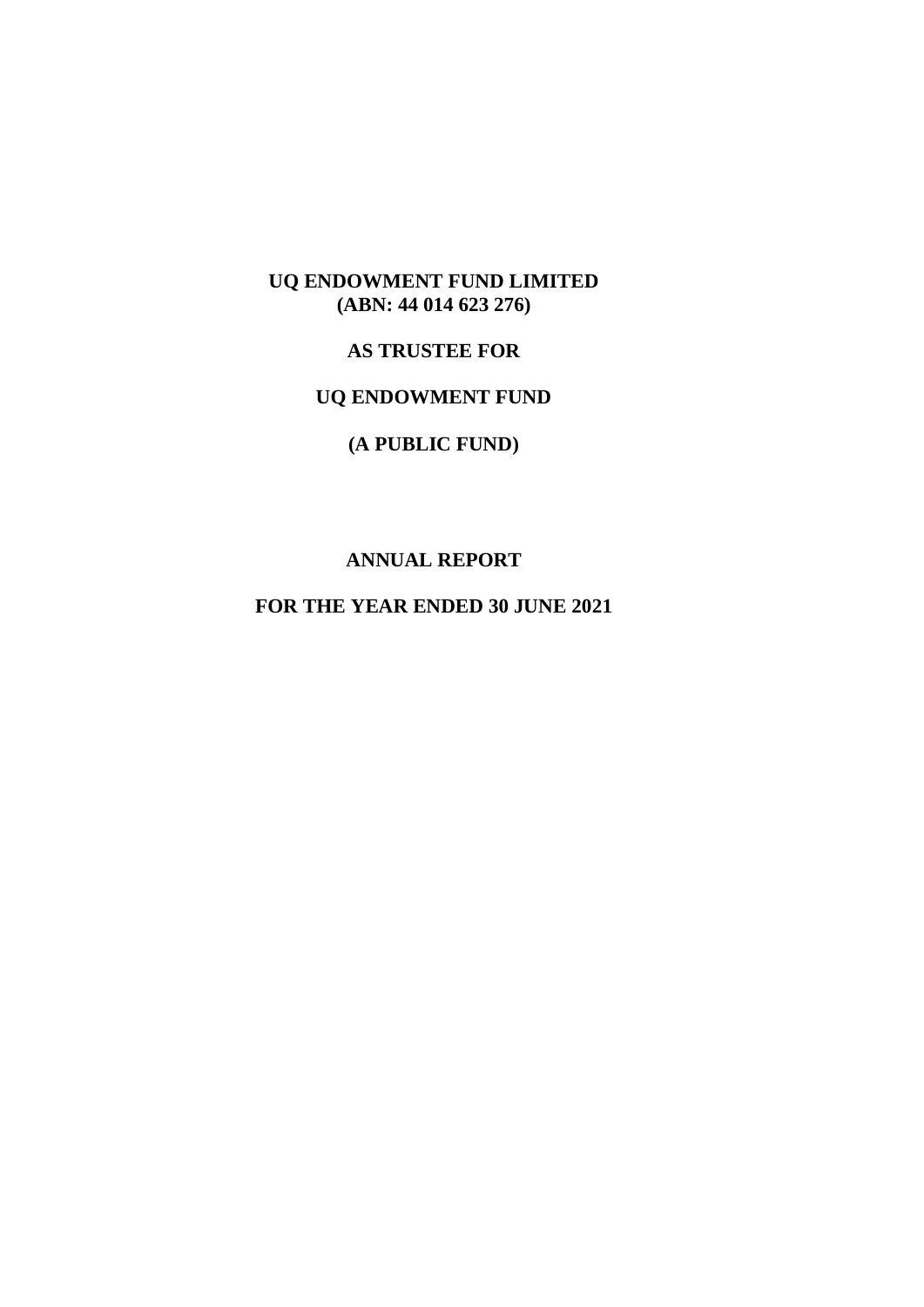# UQ ENDOWMENT FUND LIMITED
**(ABN: 44 014 623 276)**

**AS TRUSTEE FOR**

**UQ ENDOWMENT FUND**

**(A PUBLIC FUND)**

## ANNUAL REPORT

## FOR THE YEAR ENDED 30 JUNE 2021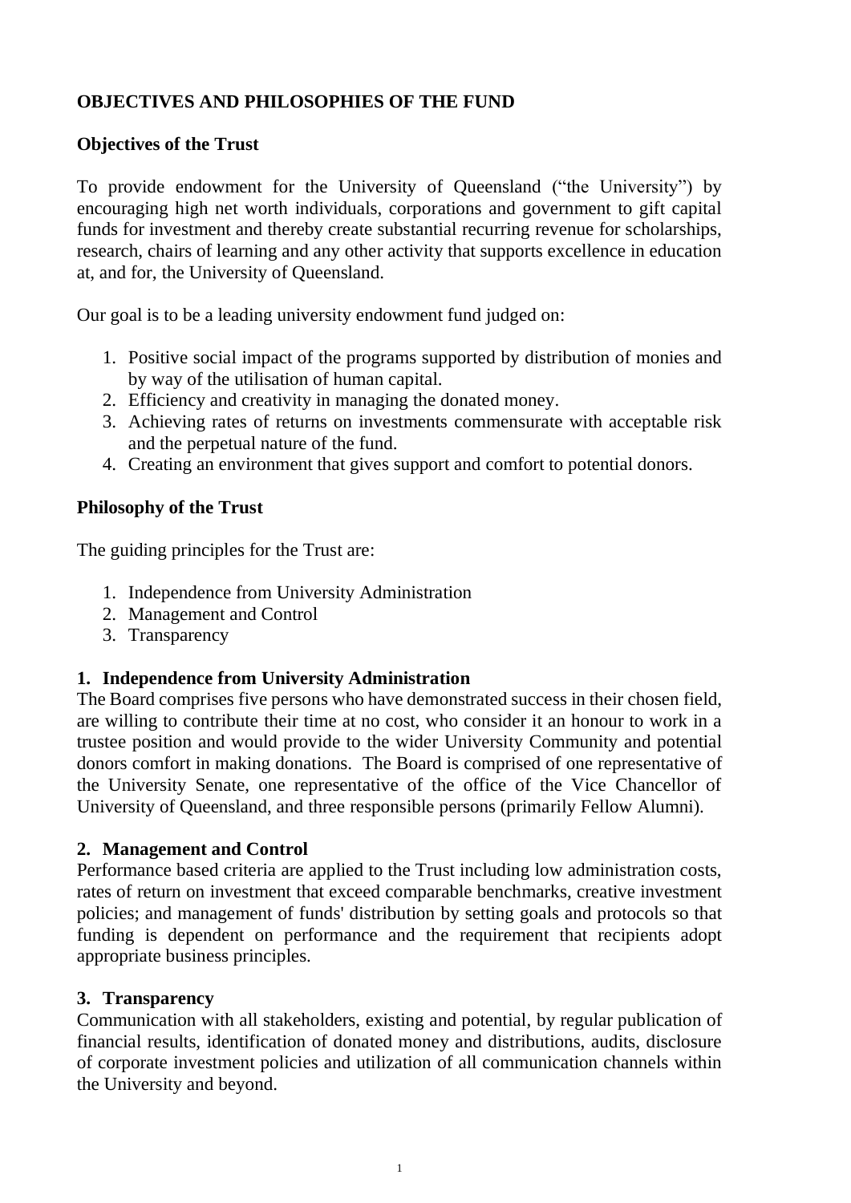# OBJECTIVES AND PHILOSOPHIES OF THE FUND

## Objectives of the Trust

To provide endowment for the University of Queensland ("the University") by encouraging high net worth individuals, corporations and government to gift capital funds for investment and thereby create substantial recurring revenue for scholarships, research, chairs of learning and any other activity that supports excellence in education at, and for, the University of Queensland.

Our goal is to be a leading university endowment fund judged on:

1. Positive social impact of the programs supported by distribution of monies and by way of the utilisation of human capital.
2. Efficiency and creativity in managing the donated money.
3. Achieving rates of returns on investments commensurate with acceptable risk and the perpetual nature of the fund.
4. Creating an environment that gives support and comfort to potential donors.

## Philosophy of the Trust

The guiding principles for the Trust are:

1. Independence from University Administration
2. Management and Control
3. Transparency

### 1. Independence from University Administration

The Board comprises five persons who have demonstrated success in their chosen field, are willing to contribute their time at no cost, who consider it an honour to work in a trustee position and would provide to the wider University Community and potential donors comfort in making donations. The Board is comprised of one representative of the University Senate, one representative of the office of the Vice Chancellor of University of Queensland, and three responsible persons (primarily Fellow Alumni).

### 2. Management and Control

Performance based criteria are applied to the Trust including low administration costs, rates of return on investment that exceed comparable benchmarks, creative investment policies; and management of funds' distribution by setting goals and protocols so that funding is dependent on performance and the requirement that recipients adopt appropriate business principles.

### 3. Transparency

Communication with all stakeholders, existing and potential, by regular publication of financial results, identification of donated money and distributions, audits, disclosure of corporate investment policies and utilization of all communication channels within the University and beyond.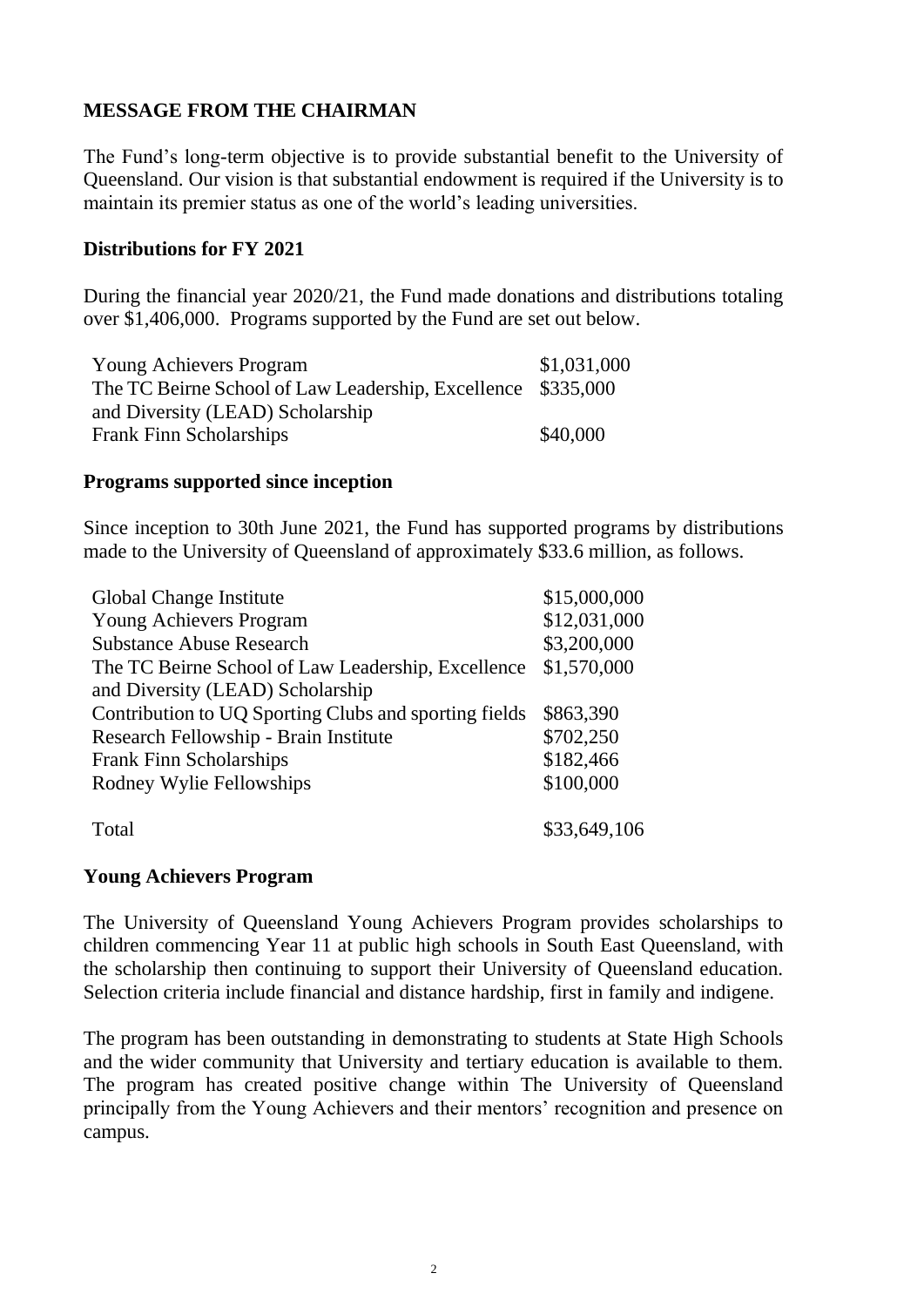## MESSAGE FROM THE CHAIRMAN

The Fund's long-term objective is to provide substantial benefit to the University of Queensland. Our vision is that substantial endowment is required if the University is to maintain its premier status as one of the world's leading universities.

### Distributions for FY 2021

During the financial year 2020/21, the Fund made donations and distributions totaling over $1,406,000. Programs supported by the Fund are set out below.

| | |
|---|---|
| Young Achievers Program | $1,031,000 |
| The TC Beirne School of Law Leadership, Excellence and Diversity (LEAD) Scholarship | $335,000 |
| Frank Finn Scholarships | $40,000 |

### Programs supported since inception

Since inception to 30th June 2021, the Fund has supported programs by distributions made to the University of Queensland of approximately $33.6 million, as follows.

| | |
|---|---|
| Global Change Institute | $15,000,000 |
| Young Achievers Program | $12,031,000 |
| Substance Abuse Research | $3,200,000 |
| The TC Beirne School of Law Leadership, Excellence and Diversity (LEAD) Scholarship | $1,570,000 |
| Contribution to UQ Sporting Clubs and sporting fields | $863,390 |
| Research Fellowship - Brain Institute | $702,250 |
| Frank Finn Scholarships | $182,466 |
| Rodney Wylie Fellowships | $100,000 |
| Total | $33,649,106 |

### Young Achievers Program

The University of Queensland Young Achievers Program provides scholarships to children commencing Year 11 at public high schools in South East Queensland, with the scholarship then continuing to support their University of Queensland education. Selection criteria include financial and distance hardship, first in family and indigene.

The program has been outstanding in demonstrating to students at State High Schools and the wider community that University and tertiary education is available to them. The program has created positive change within The University of Queensland principally from the Young Achievers and their mentors' recognition and presence on campus.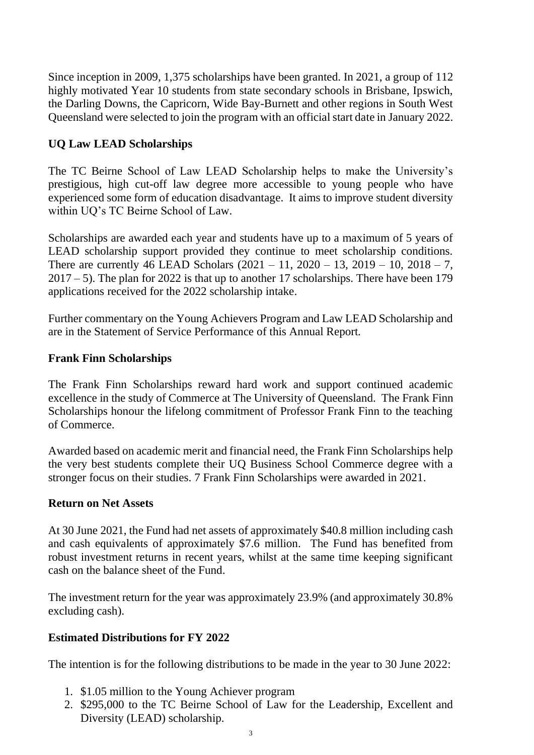Since inception in 2009, 1,375 scholarships have been granted. In 2021, a group of 112 highly motivated Year 10 students from state secondary schools in Brisbane, Ipswich, the Darling Downs, the Capricorn, Wide Bay-Burnett and other regions in South West Queensland were selected to join the program with an official start date in January 2022.

### UQ Law LEAD Scholarships

The TC Beirne School of Law LEAD Scholarship helps to make the University's prestigious, high cut-off law degree more accessible to young people who have experienced some form of education disadvantage. It aims to improve student diversity within UQ's TC Beirne School of Law.

Scholarships are awarded each year and students have up to a maximum of 5 years of LEAD scholarship support provided they continue to meet scholarship conditions. There are currently 46 LEAD Scholars (2021 – 11, 2020 – 13, 2019 – 10, 2018 – 7, 2017 – 5). The plan for 2022 is that up to another 17 scholarships. There have been 179 applications received for the 2022 scholarship intake.

Further commentary on the Young Achievers Program and Law LEAD Scholarship and are in the Statement of Service Performance of this Annual Report.

### Frank Finn Scholarships

The Frank Finn Scholarships reward hard work and support continued academic excellence in the study of Commerce at The University of Queensland. The Frank Finn Scholarships honour the lifelong commitment of Professor Frank Finn to the teaching of Commerce.

Awarded based on academic merit and financial need, the Frank Finn Scholarships help the very best students complete their UQ Business School Commerce degree with a stronger focus on their studies. 7 Frank Finn Scholarships were awarded in 2021.

### Return on Net Assets

At 30 June 2021, the Fund had net assets of approximately $40.8 million including cash and cash equivalents of approximately $7.6 million. The Fund has benefited from robust investment returns in recent years, whilst at the same time keeping significant cash on the balance sheet of the Fund.

The investment return for the year was approximately 23.9% (and approximately 30.8% excluding cash).

### Estimated Distributions for FY 2022

The intention is for the following distributions to be made in the year to 30 June 2022:

1. $1.05 million to the Young Achiever program
2. $295,000 to the TC Beirne School of Law for the Leadership, Excellent and Diversity (LEAD) scholarship.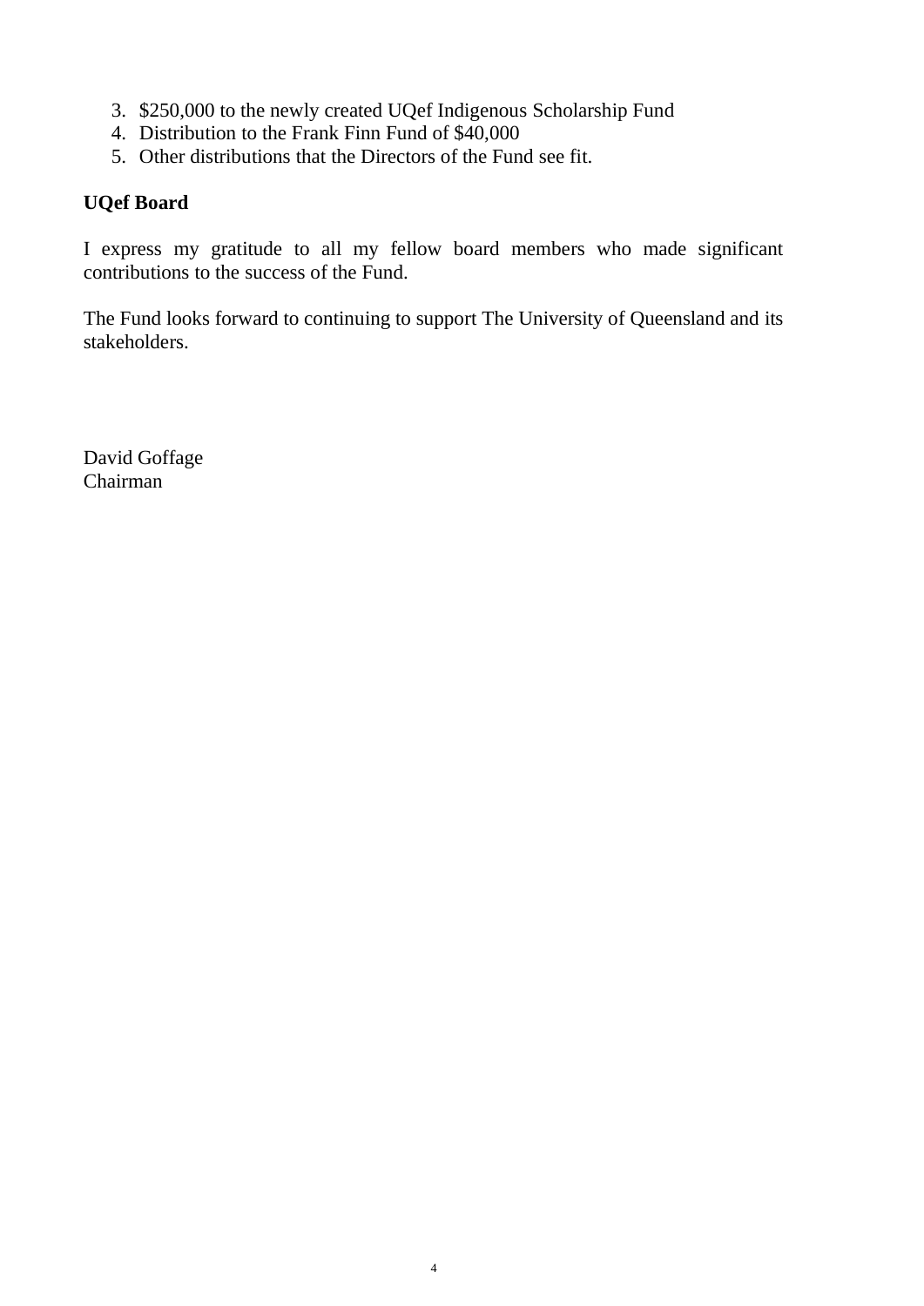3. $250,000 to the newly created UQef Indigenous Scholarship Fund
4. Distribution to the Frank Finn Fund of $40,000
5. Other distributions that the Directors of the Fund see fit.

**UQef Board**

I express my gratitude to all my fellow board members who made significant contributions to the success of the Fund.

The Fund looks forward to continuing to support The University of Queensland and its stakeholders.

David Goffage
Chairman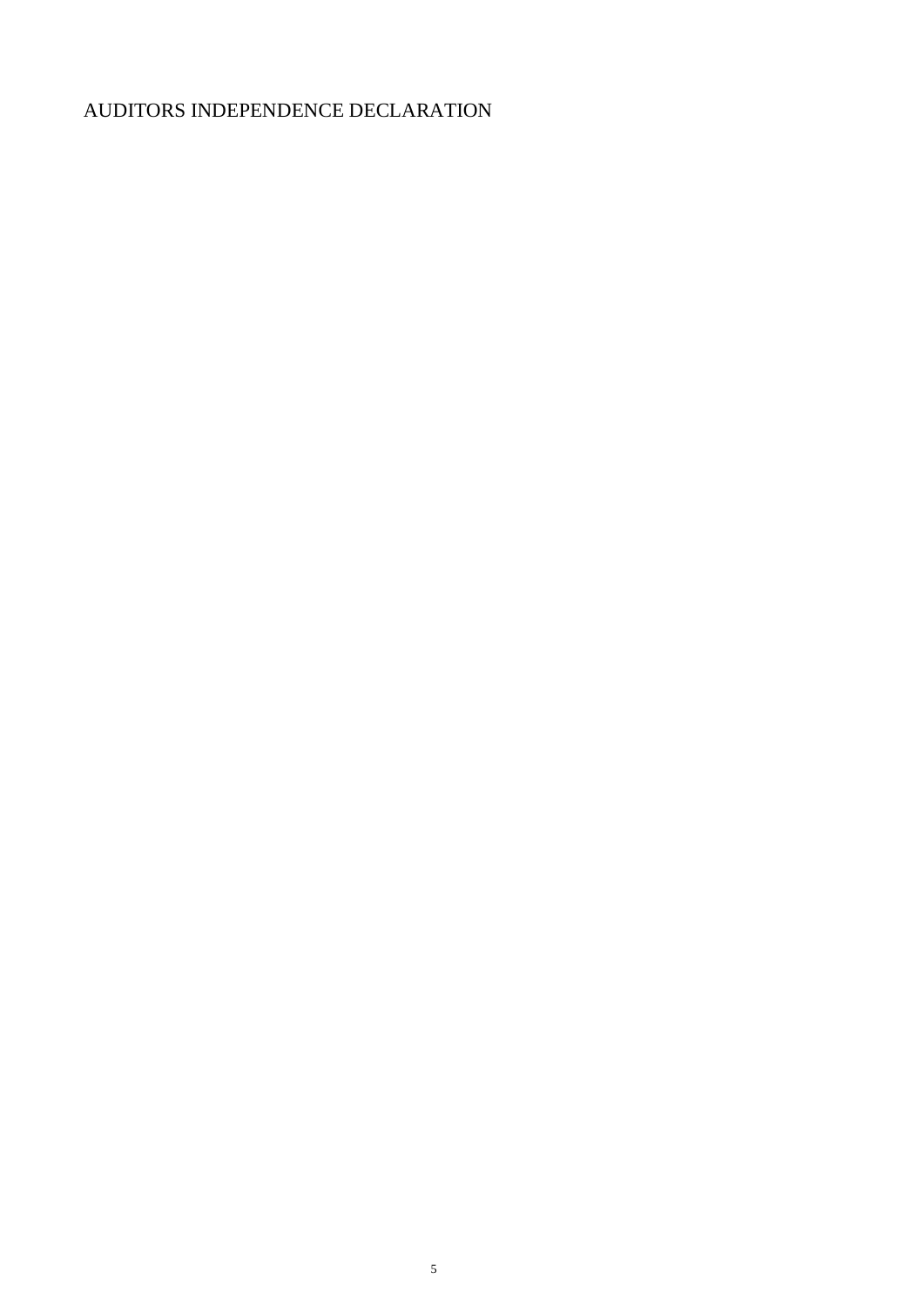# AUDITORS INDEPENDENCE DECLARATION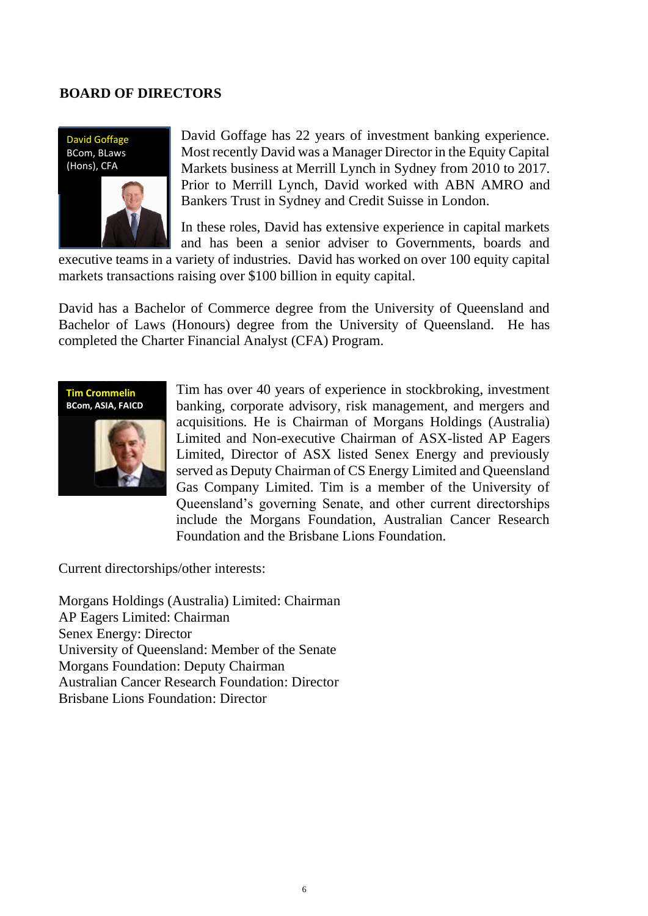## BOARD OF DIRECTORS

**David Goffage**
BCom, BLaws (Hons), CFA

David Goffage has 22 years of investment banking experience. Most recently David was a Manager Director in the Equity Capital Markets business at Merrill Lynch in Sydney from 2010 to 2017. Prior to Merrill Lynch, David worked with ABN AMRO and Bankers Trust in Sydney and Credit Suisse in London.

In these roles, David has extensive experience in capital markets and has been a senior adviser to Governments, boards and executive teams in a variety of industries. David has worked on over 100 equity capital markets transactions raising over $100 billion in equity capital.

David has a Bachelor of Commerce degree from the University of Queensland and Bachelor of Laws (Honours) degree from the University of Queensland. He has completed the Charter Financial Analyst (CFA) Program.

**Tim Crommelin**
**BCom, ASIA, FAICD**

Tim has over 40 years of experience in stockbroking, investment banking, corporate advisory, risk management, and mergers and acquisitions. He is Chairman of Morgans Holdings (Australia) Limited and Non-executive Chairman of ASX-listed AP Eagers Limited, Director of ASX listed Senex Energy and previously served as Deputy Chairman of CS Energy Limited and Queensland Gas Company Limited. Tim is a member of the University of Queensland's governing Senate, and other current directorships include the Morgans Foundation, Australian Cancer Research Foundation and the Brisbane Lions Foundation.

Current directorships/other interests:

Morgans Holdings (Australia) Limited: Chairman
AP Eagers Limited: Chairman
Senex Energy: Director
University of Queensland: Member of the Senate
Morgans Foundation: Deputy Chairman
Australian Cancer Research Foundation: Director
Brisbane Lions Foundation: Director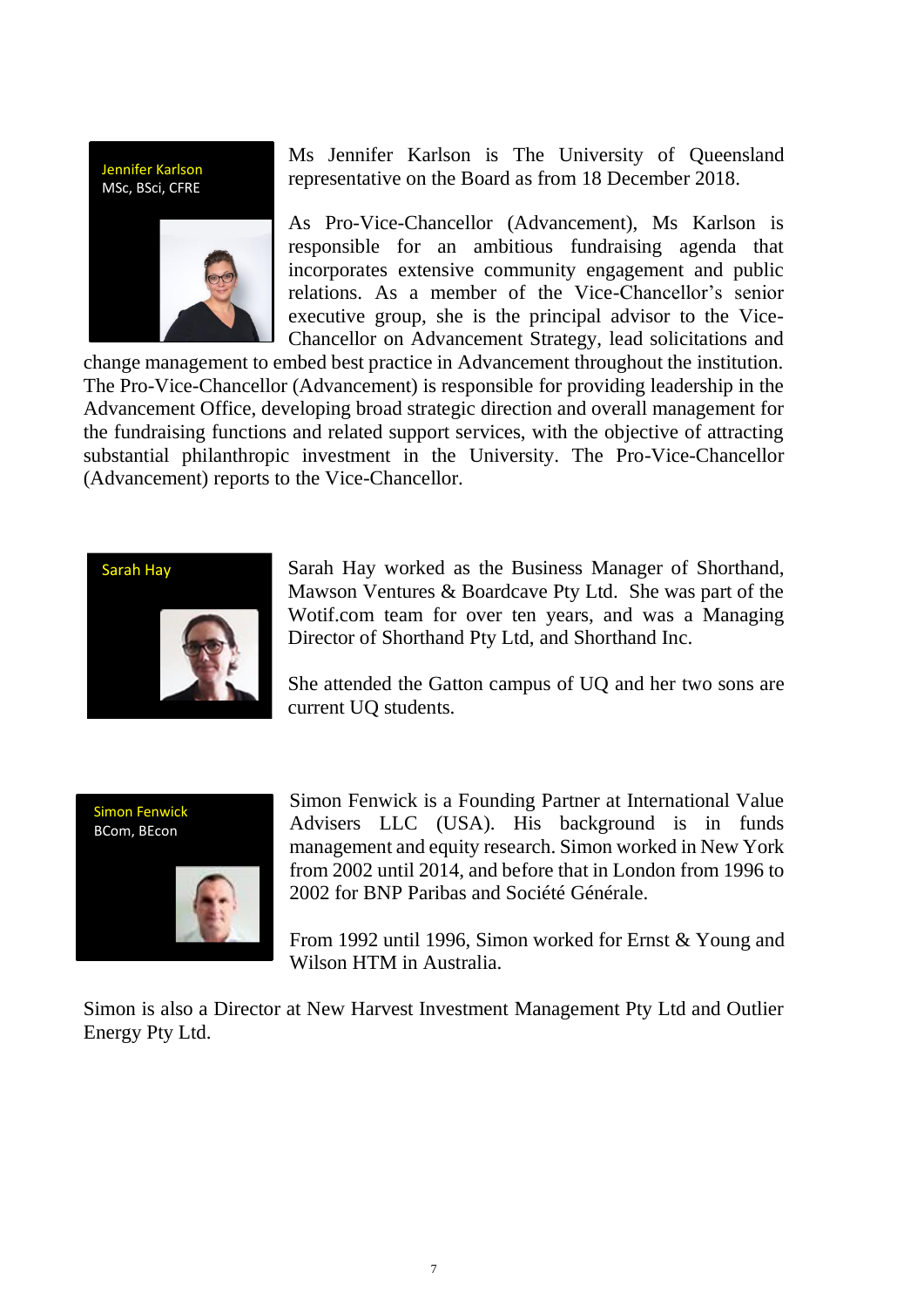**Jennifer Karlson**
MSc, BSci, CFRE

Ms Jennifer Karlson is The University of Queensland representative on the Board as from 18 December 2018.

As Pro-Vice-Chancellor (Advancement), Ms Karlson is responsible for an ambitious fundraising agenda that incorporates extensive community engagement and public relations. As a member of the Vice-Chancellor's senior executive group, she is the principal advisor to the Vice-Chancellor on Advancement Strategy, lead solicitations and change management to embed best practice in Advancement throughout the institution. The Pro-Vice-Chancellor (Advancement) is responsible for providing leadership in the Advancement Office, developing broad strategic direction and overall management for the fundraising functions and related support services, with the objective of attracting substantial philanthropic investment in the University. The Pro-Vice-Chancellor (Advancement) reports to the Vice-Chancellor.

**Sarah Hay**

Sarah Hay worked as the Business Manager of Shorthand, Mawson Ventures & Boardcave Pty Ltd. She was part of the Wotif.com team for over ten years, and was a Managing Director of Shorthand Pty Ltd, and Shorthand Inc.

She attended the Gatton campus of UQ and her two sons are current UQ students.

**Simon Fenwick**
BCom, BEcon

Simon Fenwick is a Founding Partner at International Value Advisers LLC (USA). His background is in funds management and equity research. Simon worked in New York from 2002 until 2014, and before that in London from 1996 to 2002 for BNP Paribas and Société Générale.

From 1992 until 1996, Simon worked for Ernst & Young and Wilson HTM in Australia.

Simon is also a Director at New Harvest Investment Management Pty Ltd and Outlier Energy Pty Ltd.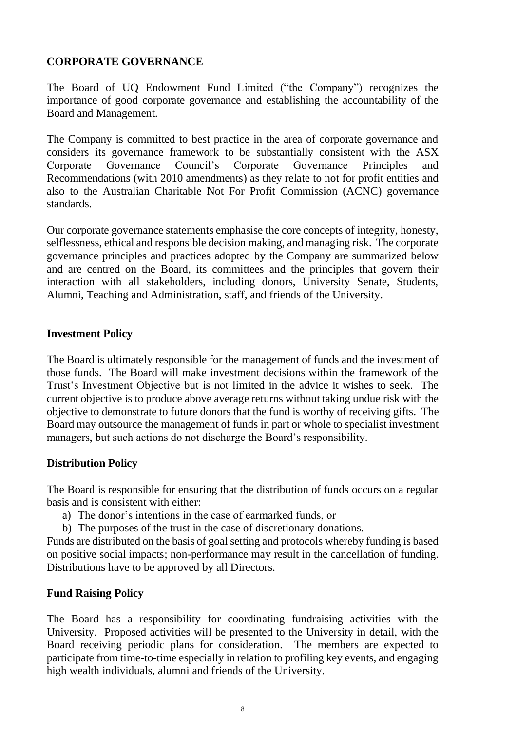## CORPORATE GOVERNANCE

The Board of UQ Endowment Fund Limited ("the Company") recognizes the importance of good corporate governance and establishing the accountability of the Board and Management.

The Company is committed to best practice in the area of corporate governance and considers its governance framework to be substantially consistent with the ASX Corporate Governance Council's Corporate Governance Principles and Recommendations (with 2010 amendments) as they relate to not for profit entities and also to the Australian Charitable Not For Profit Commission (ACNC) governance standards.

Our corporate governance statements emphasise the core concepts of integrity, honesty, selflessness, ethical and responsible decision making, and managing risk. The corporate governance principles and practices adopted by the Company are summarized below and are centred on the Board, its committees and the principles that govern their interaction with all stakeholders, including donors, University Senate, Students, Alumni, Teaching and Administration, staff, and friends of the University.

### Investment Policy

The Board is ultimately responsible for the management of funds and the investment of those funds. The Board will make investment decisions within the framework of the Trust's Investment Objective but is not limited in the advice it wishes to seek. The current objective is to produce above average returns without taking undue risk with the objective to demonstrate to future donors that the fund is worthy of receiving gifts. The Board may outsource the management of funds in part or whole to specialist investment managers, but such actions do not discharge the Board's responsibility.

### Distribution Policy

The Board is responsible for ensuring that the distribution of funds occurs on a regular basis and is consistent with either:

a) The donor's intentions in the case of earmarked funds, or
b) The purposes of the trust in the case of discretionary donations.

Funds are distributed on the basis of goal setting and protocols whereby funding is based on positive social impacts; non-performance may result in the cancellation of funding. Distributions have to be approved by all Directors.

### Fund Raising Policy

The Board has a responsibility for coordinating fundraising activities with the University. Proposed activities will be presented to the University in detail, with the Board receiving periodic plans for consideration. The members are expected to participate from time-to-time especially in relation to profiling key events, and engaging high wealth individuals, alumni and friends of the University.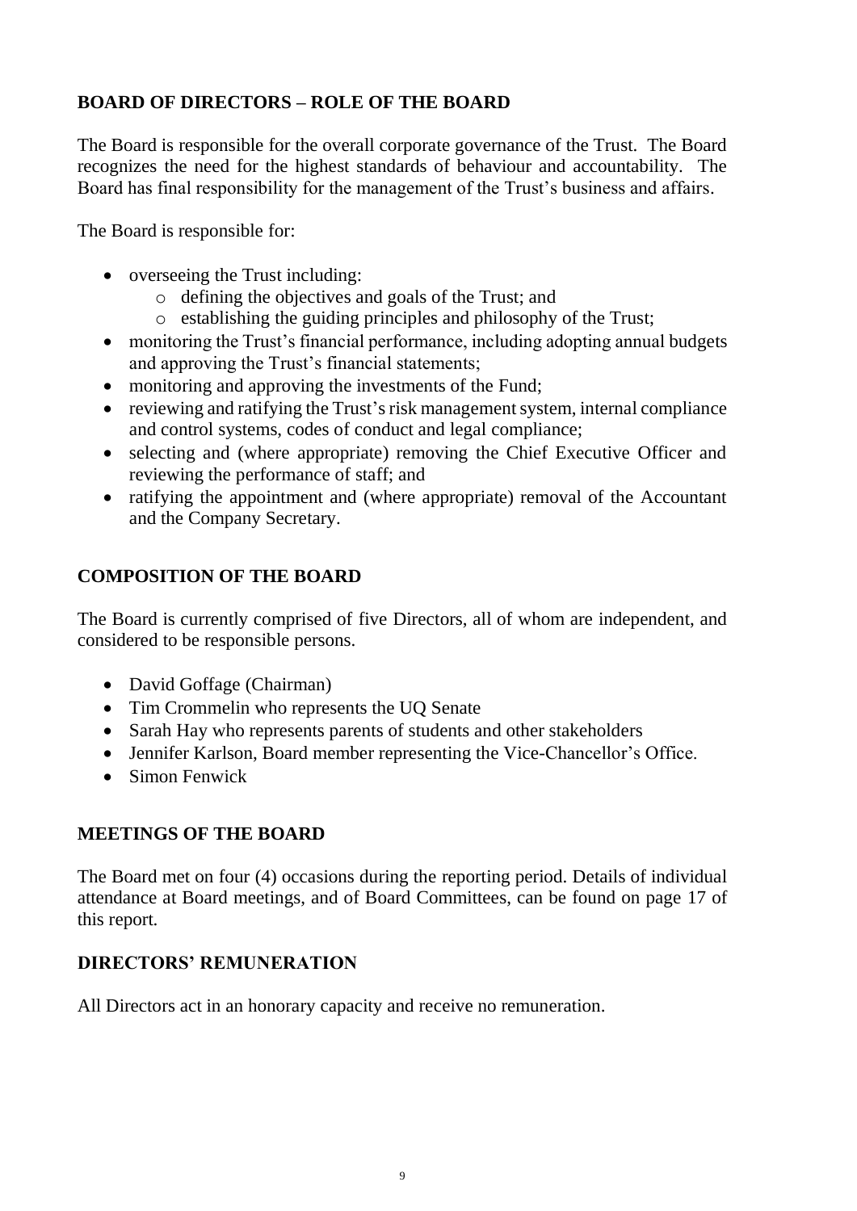## BOARD OF DIRECTORS – ROLE OF THE BOARD

The Board is responsible for the overall corporate governance of the Trust. The Board recognizes the need for the highest standards of behaviour and accountability. The Board has final responsibility for the management of the Trust's business and affairs.

The Board is responsible for:

- overseeing the Trust including:
  - defining the objectives and goals of the Trust; and
  - establishing the guiding principles and philosophy of the Trust;
- monitoring the Trust's financial performance, including adopting annual budgets and approving the Trust's financial statements;
- monitoring and approving the investments of the Fund;
- reviewing and ratifying the Trust's risk management system, internal compliance and control systems, codes of conduct and legal compliance;
- selecting and (where appropriate) removing the Chief Executive Officer and reviewing the performance of staff; and
- ratifying the appointment and (where appropriate) removal of the Accountant and the Company Secretary.

## COMPOSITION OF THE BOARD

The Board is currently comprised of five Directors, all of whom are independent, and considered to be responsible persons.

- David Goffage (Chairman)
- Tim Crommelin who represents the UQ Senate
- Sarah Hay who represents parents of students and other stakeholders
- Jennifer Karlson, Board member representing the Vice-Chancellor's Office.
- Simon Fenwick

## MEETINGS OF THE BOARD

The Board met on four (4) occasions during the reporting period. Details of individual attendance at Board meetings, and of Board Committees, can be found on page 17 of this report.

## DIRECTORS' REMUNERATION

All Directors act in an honorary capacity and receive no remuneration.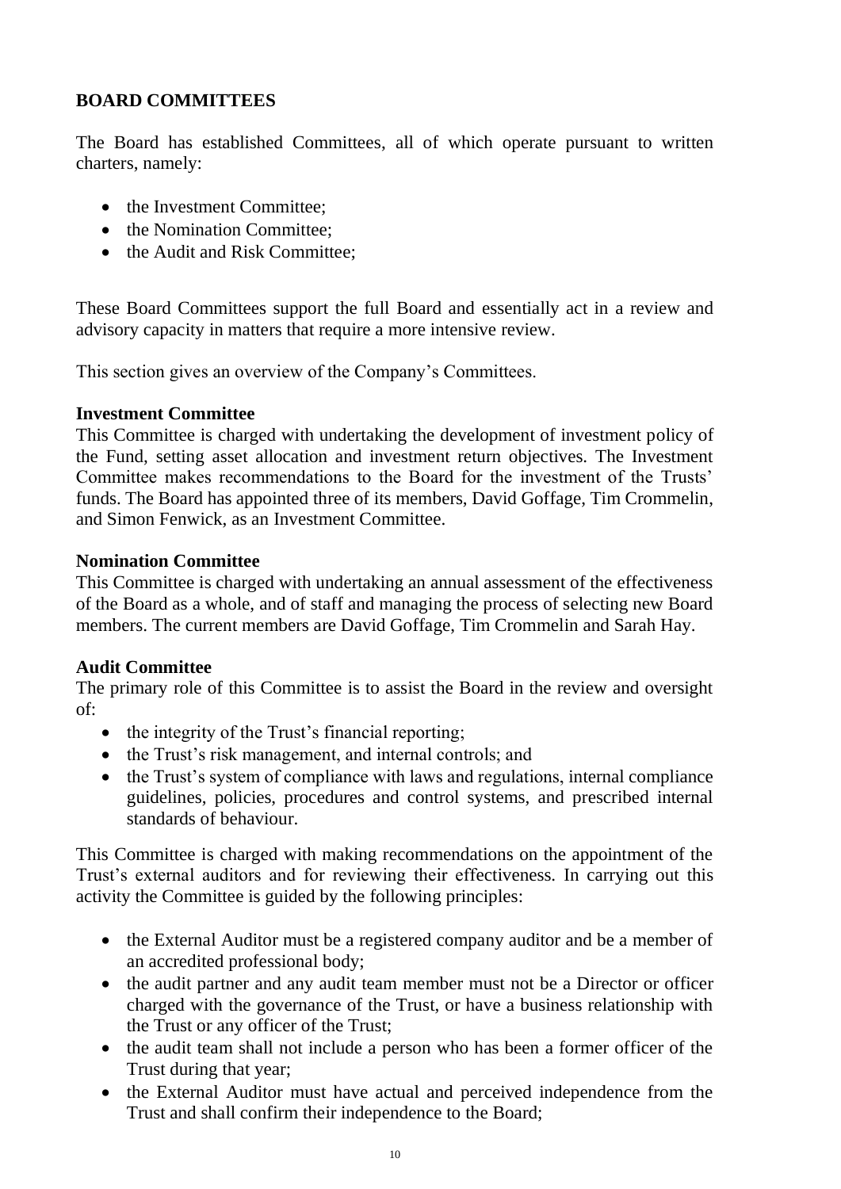## BOARD COMMITTEES

The Board has established Committees, all of which operate pursuant to written charters, namely:

- the Investment Committee;
- the Nomination Committee;
- the Audit and Risk Committee;

These Board Committees support the full Board and essentially act in a review and advisory capacity in matters that require a more intensive review.

This section gives an overview of the Company's Committees.

### Investment Committee

This Committee is charged with undertaking the development of investment policy of the Fund, setting asset allocation and investment return objectives. The Investment Committee makes recommendations to the Board for the investment of the Trusts' funds. The Board has appointed three of its members, David Goffage, Tim Crommelin, and Simon Fenwick, as an Investment Committee.

### Nomination Committee

This Committee is charged with undertaking an annual assessment of the effectiveness of the Board as a whole, and of staff and managing the process of selecting new Board members. The current members are David Goffage, Tim Crommelin and Sarah Hay.

### Audit Committee

The primary role of this Committee is to assist the Board in the review and oversight of:

- the integrity of the Trust's financial reporting;
- the Trust's risk management, and internal controls; and
- the Trust's system of compliance with laws and regulations, internal compliance guidelines, policies, procedures and control systems, and prescribed internal standards of behaviour.

This Committee is charged with making recommendations on the appointment of the Trust's external auditors and for reviewing their effectiveness. In carrying out this activity the Committee is guided by the following principles:

- the External Auditor must be a registered company auditor and be a member of an accredited professional body;
- the audit partner and any audit team member must not be a Director or officer charged with the governance of the Trust, or have a business relationship with the Trust or any officer of the Trust;
- the audit team shall not include a person who has been a former officer of the Trust during that year;
- the External Auditor must have actual and perceived independence from the Trust and shall confirm their independence to the Board;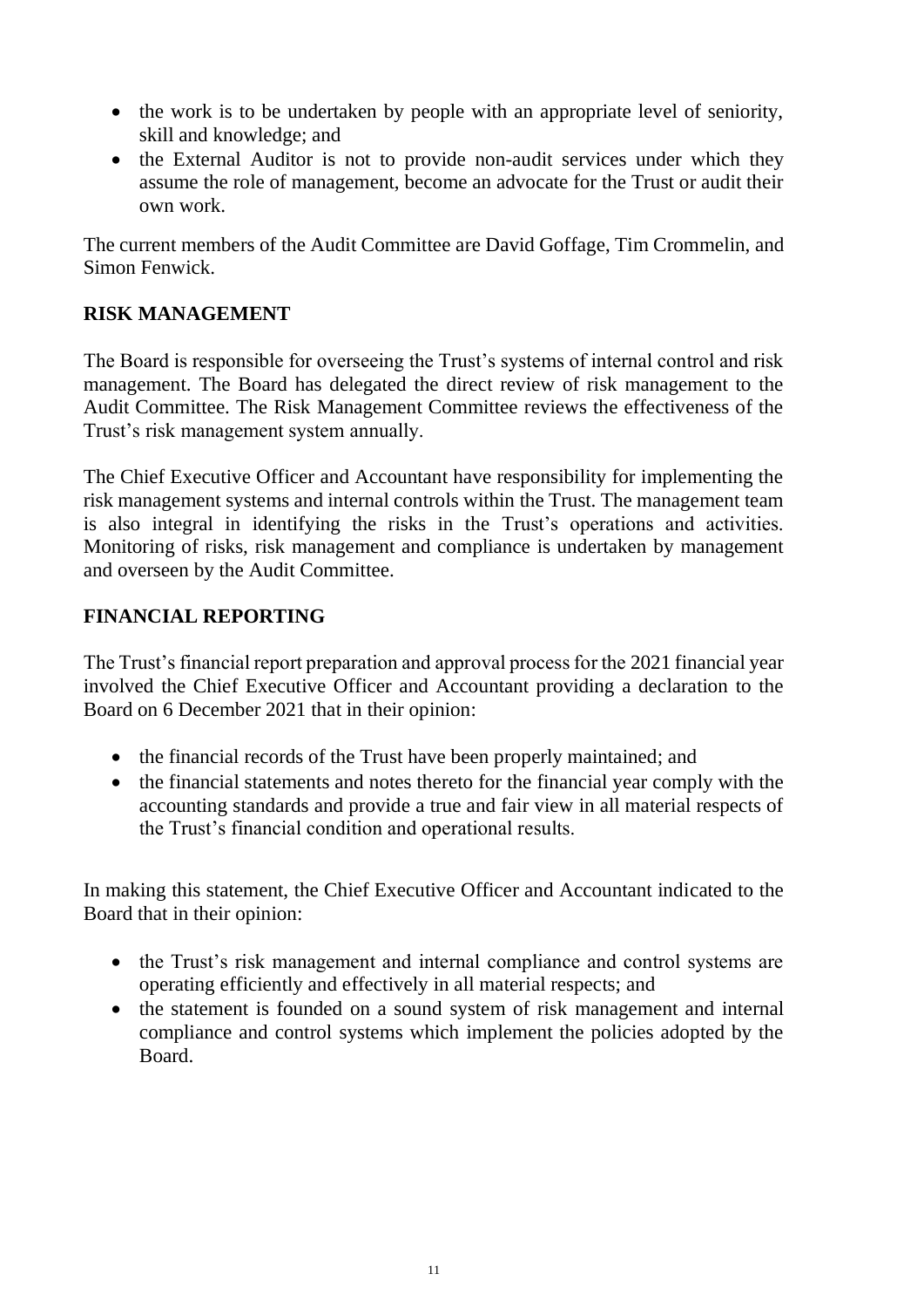- the work is to be undertaken by people with an appropriate level of seniority, skill and knowledge; and
- the External Auditor is not to provide non-audit services under which they assume the role of management, become an advocate for the Trust or audit their own work.

The current members of the Audit Committee are David Goffage, Tim Crommelin, and Simon Fenwick.

## RISK MANAGEMENT

The Board is responsible for overseeing the Trust's systems of internal control and risk management. The Board has delegated the direct review of risk management to the Audit Committee. The Risk Management Committee reviews the effectiveness of the Trust's risk management system annually.

The Chief Executive Officer and Accountant have responsibility for implementing the risk management systems and internal controls within the Trust. The management team is also integral in identifying the risks in the Trust's operations and activities. Monitoring of risks, risk management and compliance is undertaken by management and overseen by the Audit Committee.

## FINANCIAL REPORTING

The Trust's financial report preparation and approval process for the 2021 financial year involved the Chief Executive Officer and Accountant providing a declaration to the Board on 6 December 2021 that in their opinion:

- the financial records of the Trust have been properly maintained; and
- the financial statements and notes thereto for the financial year comply with the accounting standards and provide a true and fair view in all material respects of the Trust's financial condition and operational results.

In making this statement, the Chief Executive Officer and Accountant indicated to the Board that in their opinion:

- the Trust's risk management and internal compliance and control systems are operating efficiently and effectively in all material respects; and
- the statement is founded on a sound system of risk management and internal compliance and control systems which implement the policies adopted by the Board.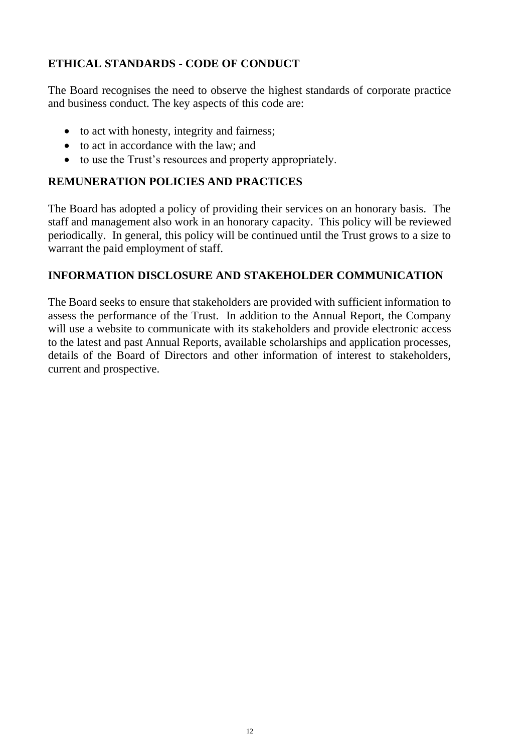## ETHICAL STANDARDS - CODE OF CONDUCT

The Board recognises the need to observe the highest standards of corporate practice and business conduct. The key aspects of this code are:

- to act with honesty, integrity and fairness;
- to act in accordance with the law; and
- to use the Trust's resources and property appropriately.

## REMUNERATION POLICIES AND PRACTICES

The Board has adopted a policy of providing their services on an honorary basis. The staff and management also work in an honorary capacity. This policy will be reviewed periodically. In general, this policy will be continued until the Trust grows to a size to warrant the paid employment of staff.

## INFORMATION DISCLOSURE AND STAKEHOLDER COMMUNICATION

The Board seeks to ensure that stakeholders are provided with sufficient information to assess the performance of the Trust. In addition to the Annual Report, the Company will use a website to communicate with its stakeholders and provide electronic access to the latest and past Annual Reports, available scholarships and application processes, details of the Board of Directors and other information of interest to stakeholders, current and prospective.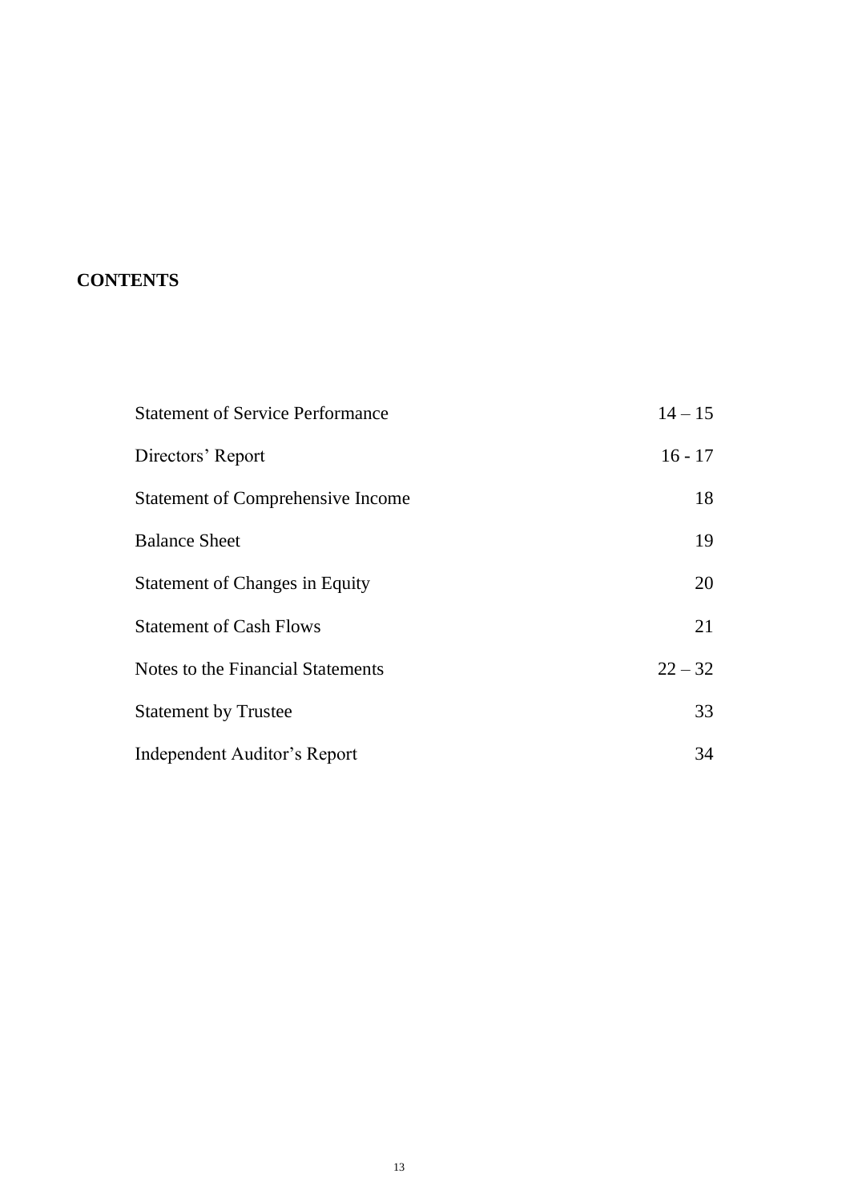**CONTENTS**

| | |
|---|---|
| Statement of Service Performance | 14 – 15 |
| Directors' Report | 16 - 17 |
| Statement of Comprehensive Income | 18 |
| Balance Sheet | 19 |
| Statement of Changes in Equity | 20 |
| Statement of Cash Flows | 21 |
| Notes to the Financial Statements | 22 – 32 |
| Statement by Trustee | 33 |
| Independent Auditor's Report | 34 |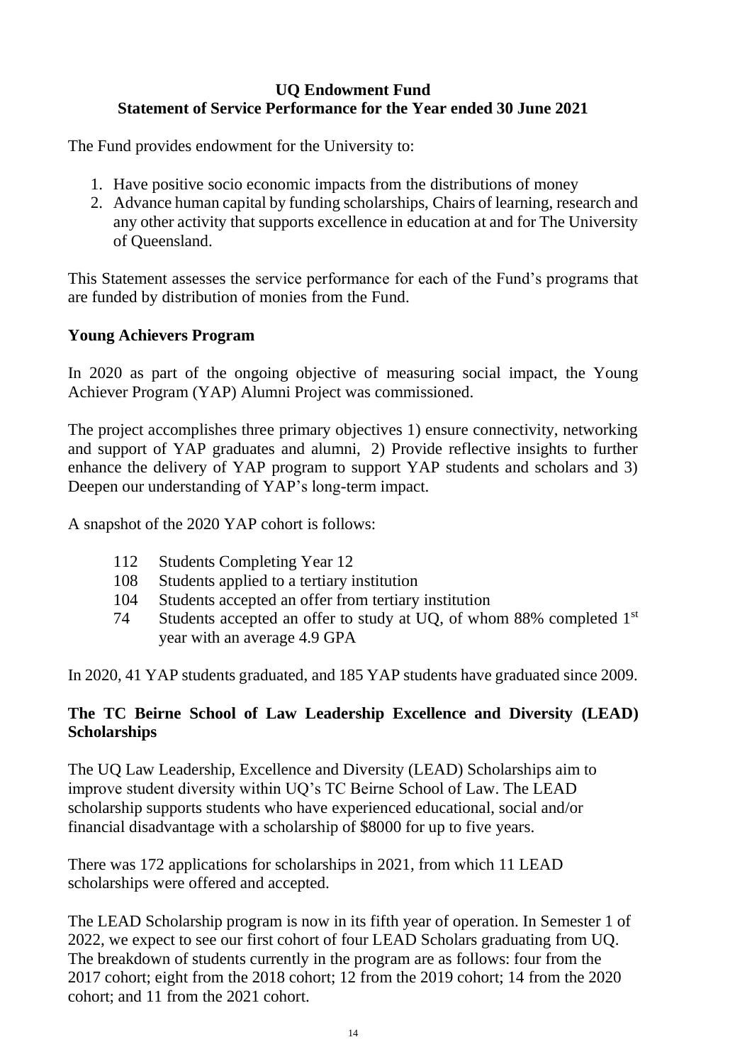**UQ Endowment Fund**
**Statement of Service Performance for the Year ended 30 June 2021**

The Fund provides endowment for the University to:

1. Have positive socio economic impacts from the distributions of money
2. Advance human capital by funding scholarships, Chairs of learning, research and any other activity that supports excellence in education at and for The University of Queensland.

This Statement assesses the service performance for each of the Fund's programs that are funded by distribution of monies from the Fund.

**Young Achievers Program**

In 2020 as part of the ongoing objective of measuring social impact, the Young Achiever Program (YAP) Alumni Project was commissioned.

The project accomplishes three primary objectives 1) ensure connectivity, networking and support of YAP graduates and alumni, 2) Provide reflective insights to further enhance the delivery of YAP program to support YAP students and scholars and 3) Deepen our understanding of YAP's long-term impact.

A snapshot of the 2020 YAP cohort is follows:

- 112 Students Completing Year 12
- 108 Students applied to a tertiary institution
- 104 Students accepted an offer from tertiary institution
- 74 Students accepted an offer to study at UQ, of whom 88% completed 1st year with an average 4.9 GPA

In 2020, 41 YAP students graduated, and 185 YAP students have graduated since 2009.

**The TC Beirne School of Law Leadership Excellence and Diversity (LEAD) Scholarships**

The UQ Law Leadership, Excellence and Diversity (LEAD) Scholarships aim to improve student diversity within UQ's TC Beirne School of Law. The LEAD scholarship supports students who have experienced educational, social and/or financial disadvantage with a scholarship of $8000 for up to five years.

There was 172 applications for scholarships in 2021, from which 11 LEAD scholarships were offered and accepted.

The LEAD Scholarship program is now in its fifth year of operation. In Semester 1 of 2022, we expect to see our first cohort of four LEAD Scholars graduating from UQ. The breakdown of students currently in the program are as follows: four from the 2017 cohort; eight from the 2018 cohort; 12 from the 2019 cohort; 14 from the 2020 cohort; and 11 from the 2021 cohort.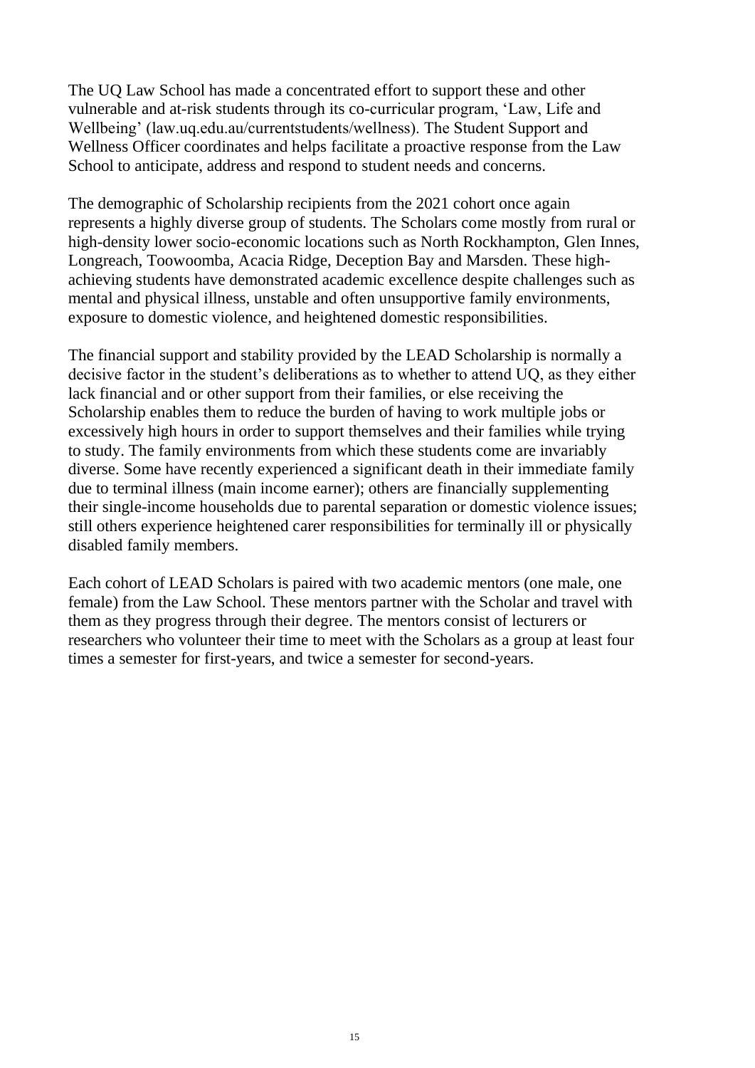The UQ Law School has made a concentrated effort to support these and other vulnerable and at-risk students through its co-curricular program, 'Law, Life and Wellbeing' (law.uq.edu.au/currentstudents/wellness). The Student Support and Wellness Officer coordinates and helps facilitate a proactive response from the Law School to anticipate, address and respond to student needs and concerns.

The demographic of Scholarship recipients from the 2021 cohort once again represents a highly diverse group of students. The Scholars come mostly from rural or high-density lower socio-economic locations such as North Rockhampton, Glen Innes, Longreach, Toowoomba, Acacia Ridge, Deception Bay and Marsden. These high-achieving students have demonstrated academic excellence despite challenges such as mental and physical illness, unstable and often unsupportive family environments, exposure to domestic violence, and heightened domestic responsibilities.

The financial support and stability provided by the LEAD Scholarship is normally a decisive factor in the student's deliberations as to whether to attend UQ, as they either lack financial and or other support from their families, or else receiving the Scholarship enables them to reduce the burden of having to work multiple jobs or excessively high hours in order to support themselves and their families while trying to study. The family environments from which these students come are invariably diverse. Some have recently experienced a significant death in their immediate family due to terminal illness (main income earner); others are financially supplementing their single-income households due to parental separation or domestic violence issues; still others experience heightened carer responsibilities for terminally ill or physically disabled family members.

Each cohort of LEAD Scholars is paired with two academic mentors (one male, one female) from the Law School. These mentors partner with the Scholar and travel with them as they progress through their degree. The mentors consist of lecturers or researchers who volunteer their time to meet with the Scholars as a group at least four times a semester for first-years, and twice a semester for second-years.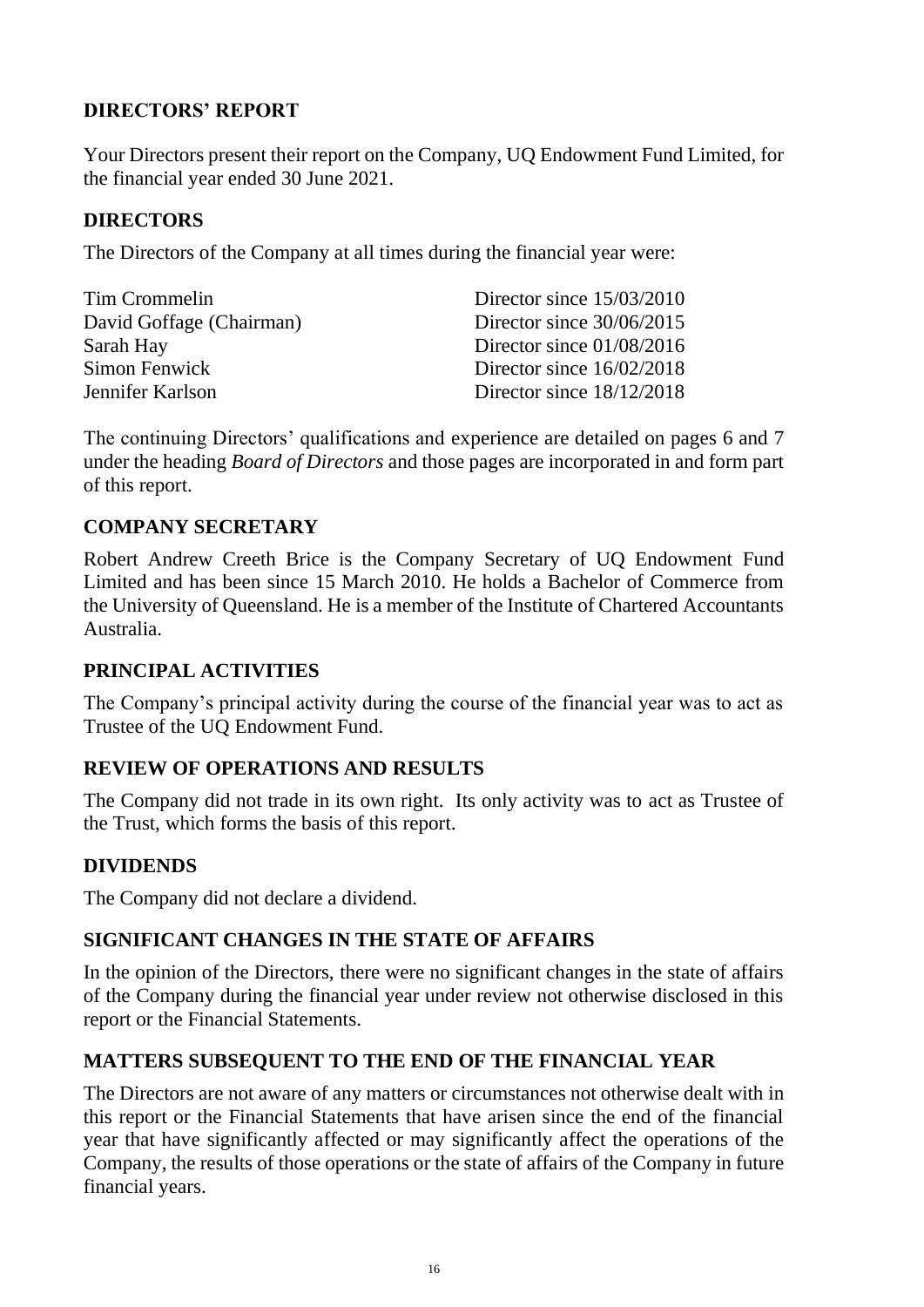# DIRECTORS' REPORT

Your Directors present their report on the Company, UQ Endowment Fund Limited, for the financial year ended 30 June 2021.

## DIRECTORS

The Directors of the Company at all times during the financial year were:

| | |
|---|---|
| Tim Crommelin | Director since 15/03/2010 |
| David Goffage (Chairman) | Director since 30/06/2015 |
| Sarah Hay | Director since 01/08/2016 |
| Simon Fenwick | Director since 16/02/2018 |
| Jennifer Karlson | Director since 18/12/2018 |

The continuing Directors' qualifications and experience are detailed on pages 6 and 7 under the heading *Board of Directors* and those pages are incorporated in and form part of this report.

## COMPANY SECRETARY

Robert Andrew Creeth Brice is the Company Secretary of UQ Endowment Fund Limited and has been since 15 March 2010. He holds a Bachelor of Commerce from the University of Queensland. He is a member of the Institute of Chartered Accountants Australia.

## PRINCIPAL ACTIVITIES

The Company's principal activity during the course of the financial year was to act as Trustee of the UQ Endowment Fund.

## REVIEW OF OPERATIONS AND RESULTS

The Company did not trade in its own right. Its only activity was to act as Trustee of the Trust, which forms the basis of this report.

## DIVIDENDS

The Company did not declare a dividend.

## SIGNIFICANT CHANGES IN THE STATE OF AFFAIRS

In the opinion of the Directors, there were no significant changes in the state of affairs of the Company during the financial year under review not otherwise disclosed in this report or the Financial Statements.

## MATTERS SUBSEQUENT TO THE END OF THE FINANCIAL YEAR

The Directors are not aware of any matters or circumstances not otherwise dealt with in this report or the Financial Statements that have arisen since the end of the financial year that have significantly affected or may significantly affect the operations of the Company, the results of those operations or the state of affairs of the Company in future financial years.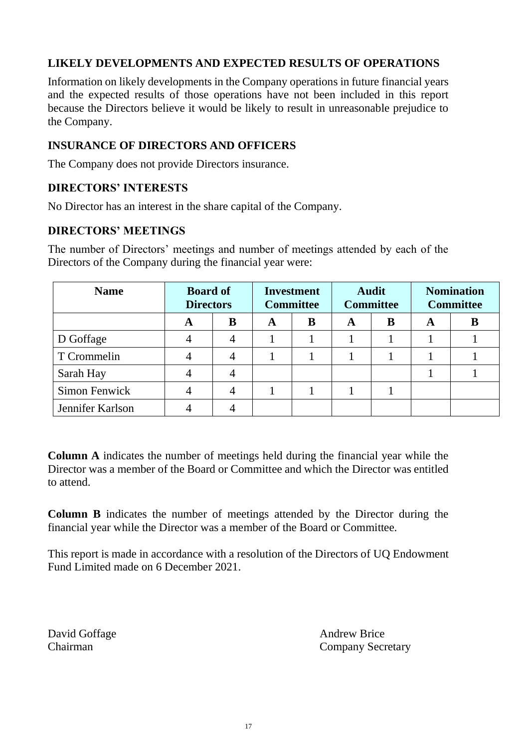## LIKELY DEVELOPMENTS AND EXPECTED RESULTS OF OPERATIONS

Information on likely developments in the Company operations in future financial years and the expected results of those operations have not been included in this report because the Directors believe it would be likely to result in unreasonable prejudice to the Company.

## INSURANCE OF DIRECTORS AND OFFICERS

The Company does not provide Directors insurance.

## DIRECTORS' INTERESTS

No Director has an interest in the share capital of the Company.

## DIRECTORS' MEETINGS

The number of Directors' meetings and number of meetings attended by each of the Directors of the Company during the financial year were:

| Name | Board of Directors | | Investment Committee | | Audit Committee | | Nomination Committee | |
|---|---|---|---|---|---|---|---|---|
| | **A** | **B** | **A** | **B** | **A** | **B** | **A** | **B** |
| D Goffage | 4 | 4 | 1 | 1 | 1 | 1 | 1 | 1 |
| T Crommelin | 4 | 4 | 1 | 1 | 1 | 1 | 1 | 1 |
| Sarah Hay | 4 | 4 | | | | | 1 | 1 |
| Simon Fenwick | 4 | 4 | 1 | 1 | 1 | 1 | | |
| Jennifer Karlson | 4 | 4 | | | | | | |

**Column A** indicates the number of meetings held during the financial year while the Director was a member of the Board or Committee and which the Director was entitled to attend.

**Column B** indicates the number of meetings attended by the Director during the financial year while the Director was a member of the Board or Committee.

This report is made in accordance with a resolution of the Directors of UQ Endowment Fund Limited made on 6 December 2021.

David Goffage
Chairman

Andrew Brice
Company Secretary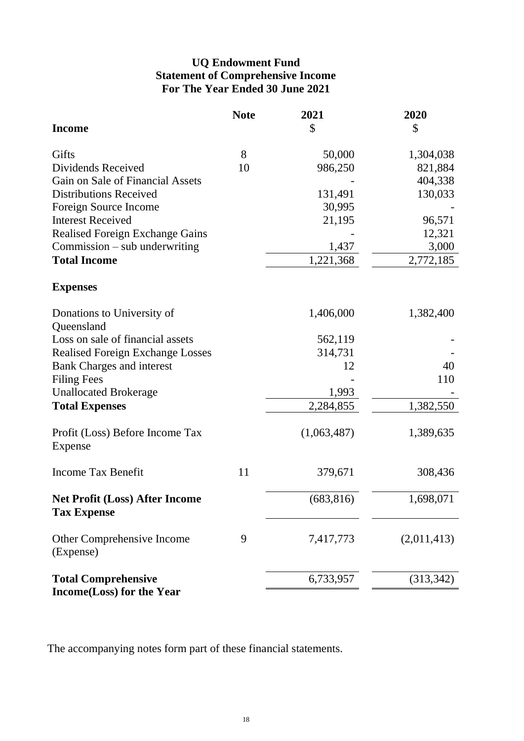# UQ Endowment Fund
## Statement of Comprehensive Income
## For The Year Ended 30 June 2021

| | Note | 2021 | 2020 |
|---|---|---|---|
| **Income** | | $ | $ |
| Gifts | 8 | 50,000 | 1,304,038 |
| Dividends Received | 10 | 986,250 | 821,884 |
| Gain on Sale of Financial Assets | | - | 404,338 |
| Distributions Received | | 131,491 | 130,033 |
| Foreign Source Income | | 30,995 | - |
| Interest Received | | 21,195 | 96,571 |
| Realised Foreign Exchange Gains | | - | 12,321 |
| Commission – sub underwriting | | 1,437 | 3,000 |
| **Total Income** | | 1,221,368 | 2,772,185 |
| **Expenses** | | | |
| Donations to University of Queensland | | 1,406,000 | 1,382,400 |
| Loss on sale of financial assets | | 562,119 | - |
| Realised Foreign Exchange Losses | | 314,731 | - |
| Bank Charges and interest | | 12 | 40 |
| Filing Fees | | - | 110 |
| Unallocated Brokerage | | 1,993 | - |
| **Total Expenses** | | 2,284,855 | 1,382,550 |
| Profit (Loss) Before Income Tax Expense | | (1,063,487) | 1,389,635 |
| Income Tax Benefit | 11 | 379,671 | 308,436 |
| **Net Profit (Loss) After Income Tax Expense** | | (683,816) | 1,698,071 |
| Other Comprehensive Income (Expense) | 9 | 7,417,773 | (2,011,413) |
| **Total Comprehensive Income(Loss) for the Year** | | 6,733,957 | (313,342) |

The accompanying notes form part of these financial statements.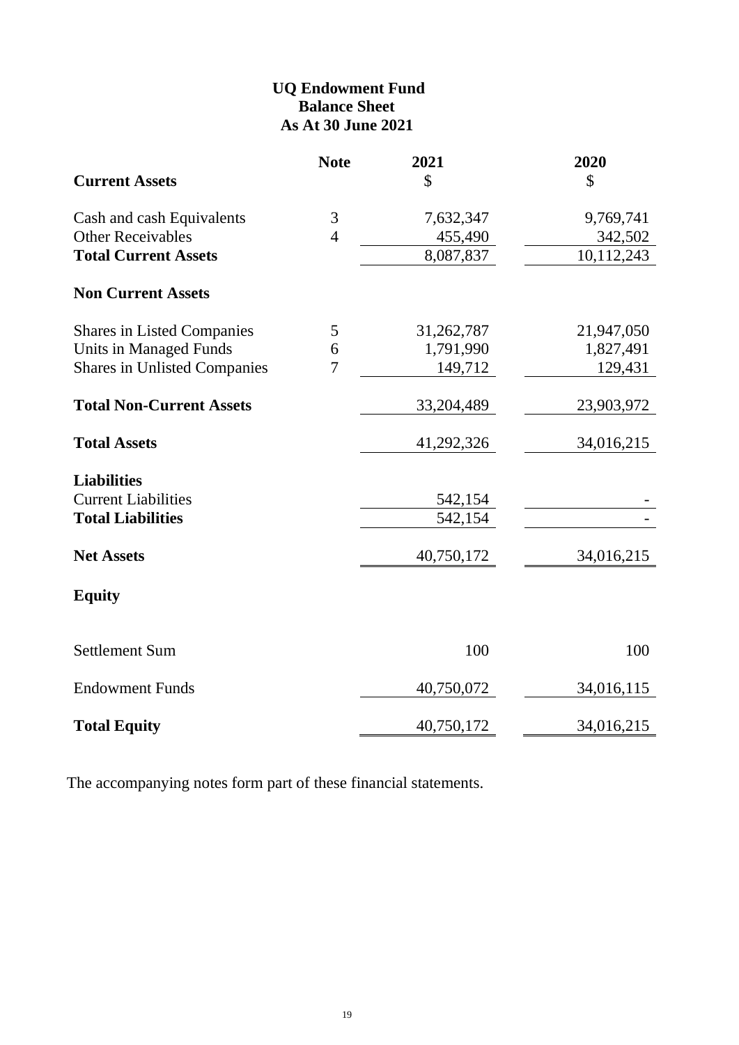# UQ Endowment Fund
## Balance Sheet
### As At 30 June 2021

| | Note | 2021 | 2020 |
|---|---|---|---|
| **Current Assets** | | $ | $ |
| Cash and cash Equivalents | 3 | 7,632,347 | 9,769,741 |
| Other Receivables | 4 | 455,490 | 342,502 |
| **Total Current Assets** | | 8,087,837 | 10,112,243 |
| **Non Current Assets** | | | |
| Shares in Listed Companies | 5 | 31,262,787 | 21,947,050 |
| Units in Managed Funds | 6 | 1,791,990 | 1,827,491 |
| Shares in Unlisted Companies | 7 | 149,712 | 129,431 |
| **Total Non-Current Assets** | | 33,204,489 | 23,903,972 |
| **Total Assets** | | 41,292,326 | 34,016,215 |
| **Liabilities** | | | |
| Current Liabilities | | 542,154 | - |
| **Total Liabilities** | | 542,154 | - |
| **Net Assets** | | 40,750,172 | 34,016,215 |
| **Equity** | | | |
| Settlement Sum | | 100 | 100 |
| Endowment Funds | | 40,750,072 | 34,016,115 |
| **Total Equity** | | 40,750,172 | 34,016,215 |

The accompanying notes form part of these financial statements.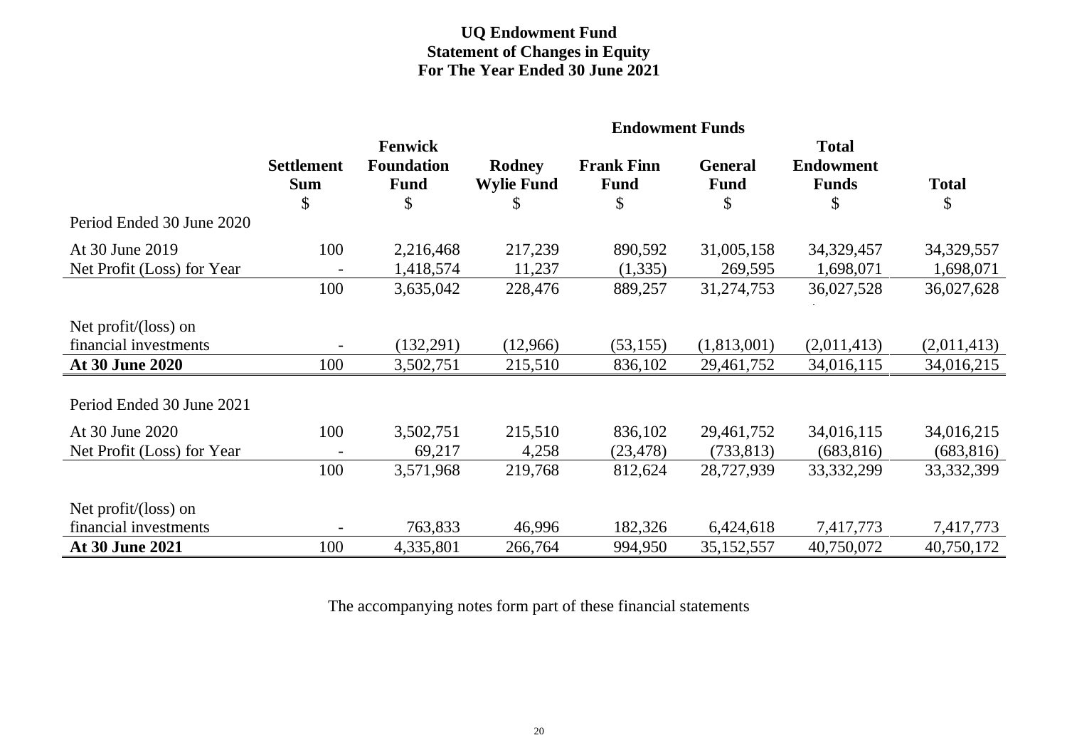# UQ Endowment Fund
## Statement of Changes in Equity
## For The Year Ended 30 June 2021

| | Settlement Sum | Endowment Funds | | | | | Total |
|---|---|---|---|---|---|---|---|
| | | Fenwick Foundation Fund | Rodney Wylie Fund | Frank Finn Fund | General Fund | Total Endowment Funds | |
| | $ | $ | $ | $ | $ | $ | $ |
| Period Ended 30 June 2020 | | | | | | | |
| At 30 June 2019 | 100 | 2,216,468 | 217,239 | 890,592 | 31,005,158 | 34,329,457 | 34,329,557 |
| Net Profit (Loss) for Year | - | 1,418,574 | 11,237 | (1,335) | 269,595 | 1,698,071 | 1,698,071 |
| | 100 | 3,635,042 | 228,476 | 889,257 | 31,274,753 | 36,027,528 | 36,027,628 |
| Net profit/(loss) on financial investments | - | (132,291) | (12,966) | (53,155) | (1,813,001) | (2,011,413) | (2,011,413) |
| **At 30 June 2020** | 100 | 3,502,751 | 215,510 | 836,102 | 29,461,752 | 34,016,115 | 34,016,215 |
| Period Ended 30 June 2021 | | | | | | | |
| At 30 June 2020 | 100 | 3,502,751 | 215,510 | 836,102 | 29,461,752 | 34,016,115 | 34,016,215 |
| Net Profit (Loss) for Year | - | 69,217 | 4,258 | (23,478) | (733,813) | (683,816) | (683,816) |
| | 100 | 3,571,968 | 219,768 | 812,624 | 28,727,939 | 33,332,299 | 33,332,399 |
| Net profit/(loss) on financial investments | - | 763,833 | 46,996 | 182,326 | 6,424,618 | 7,417,773 | 7,417,773 |
| **At 30 June 2021** | 100 | 4,335,801 | 266,764 | 994,950 | 35,152,557 | 40,750,072 | 40,750,172 |

The accompanying notes form part of these financial statements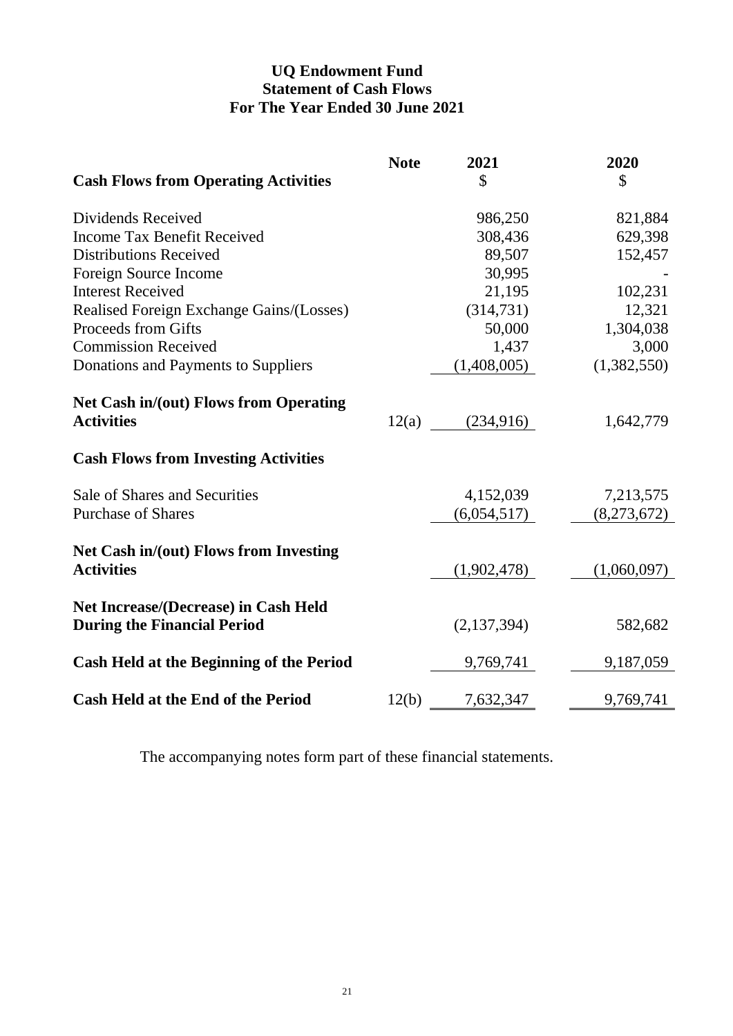# UQ Endowment Fund
## Statement of Cash Flows
## For The Year Ended 30 June 2021

| | Note | 2021 | 2020 |
|---|---|---|---|
| **Cash Flows from Operating Activities** | | $ | $ |
| Dividends Received | | 986,250 | 821,884 |
| Income Tax Benefit Received | | 308,436 | 629,398 |
| Distributions Received | | 89,507 | 152,457 |
| Foreign Source Income | | 30,995 | - |
| Interest Received | | 21,195 | 102,231 |
| Realised Foreign Exchange Gains/(Losses) | | (314,731) | 12,321 |
| Proceeds from Gifts | | 50,000 | 1,304,038 |
| Commission Received | | 1,437 | 3,000 |
| Donations and Payments to Suppliers | | (1,408,005) | (1,382,550) |
| **Net Cash in/(out) Flows from Operating Activities** | 12(a) | (234,916) | 1,642,779 |
| **Cash Flows from Investing Activities** | | | |
| Sale of Shares and Securities | | 4,152,039 | 7,213,575 |
| Purchase of Shares | | (6,054,517) | (8,273,672) |
| **Net Cash in/(out) Flows from Investing Activities** | | (1,902,478) | (1,060,097) |
| **Net Increase/(Decrease) in Cash Held During the Financial Period** | | (2,137,394) | 582,682 |
| **Cash Held at the Beginning of the Period** | | 9,769,741 | 9,187,059 |
| **Cash Held at the End of the Period** | 12(b) | 7,632,347 | 9,769,741 |

The accompanying notes form part of these financial statements.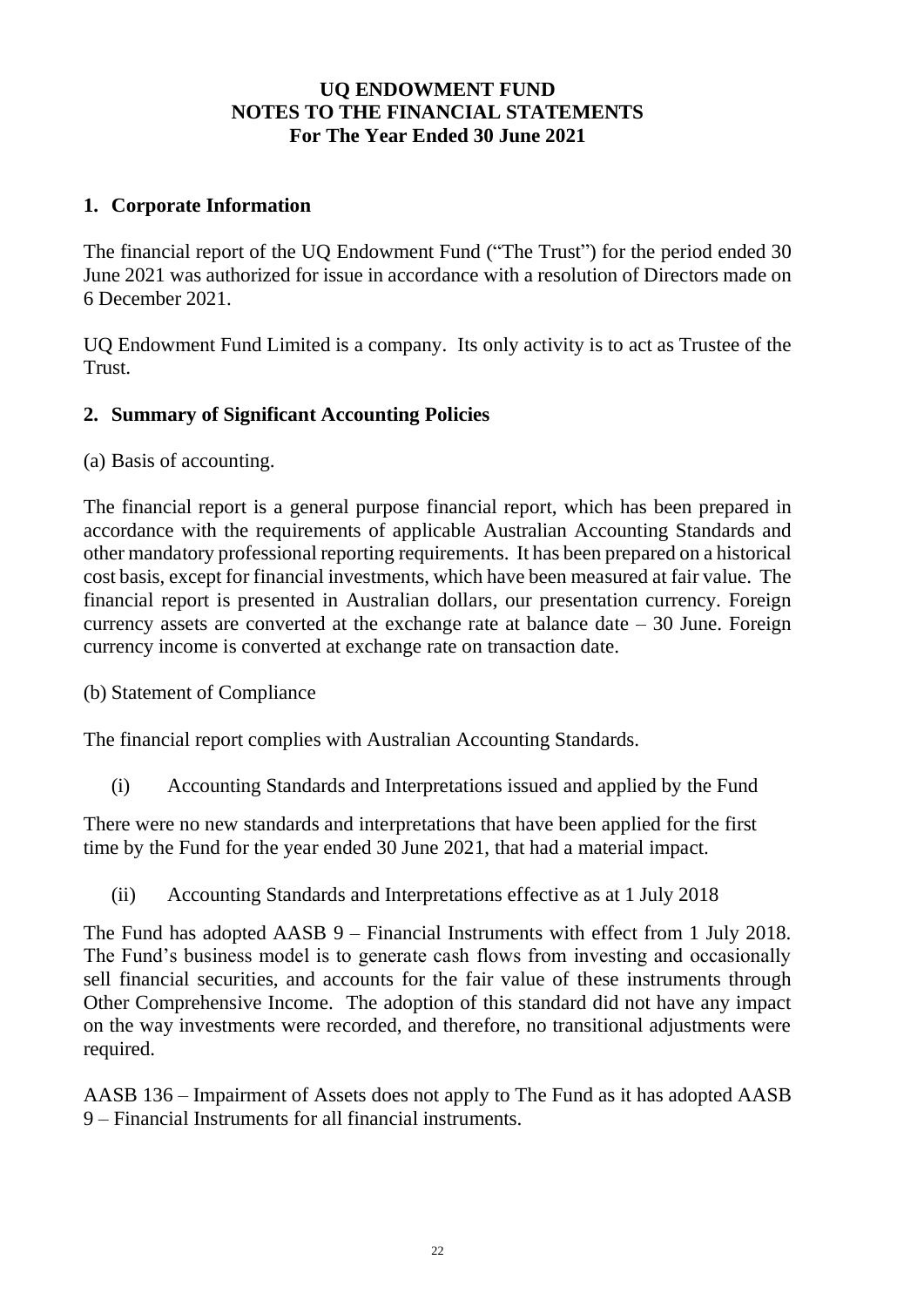**UQ ENDOWMENT FUND**
**NOTES TO THE FINANCIAL STATEMENTS**
**For The Year Ended 30 June 2021**

## 1. Corporate Information

The financial report of the UQ Endowment Fund ("The Trust") for the period ended 30 June 2021 was authorized for issue in accordance with a resolution of Directors made on 6 December 2021.

UQ Endowment Fund Limited is a company. Its only activity is to act as Trustee of the Trust.

## 2. Summary of Significant Accounting Policies

(a) Basis of accounting.

The financial report is a general purpose financial report, which has been prepared in accordance with the requirements of applicable Australian Accounting Standards and other mandatory professional reporting requirements. It has been prepared on a historical cost basis, except for financial investments, which have been measured at fair value. The financial report is presented in Australian dollars, our presentation currency. Foreign currency assets are converted at the exchange rate at balance date – 30 June. Foreign currency income is converted at exchange rate on transaction date.

(b) Statement of Compliance

The financial report complies with Australian Accounting Standards.

(i) Accounting Standards and Interpretations issued and applied by the Fund

There were no new standards and interpretations that have been applied for the first time by the Fund for the year ended 30 June 2021, that had a material impact.

(ii) Accounting Standards and Interpretations effective as at 1 July 2018

The Fund has adopted AASB 9 – Financial Instruments with effect from 1 July 2018. The Fund's business model is to generate cash flows from investing and occasionally sell financial securities, and accounts for the fair value of these instruments through Other Comprehensive Income. The adoption of this standard did not have any impact on the way investments were recorded, and therefore, no transitional adjustments were required.

AASB 136 – Impairment of Assets does not apply to The Fund as it has adopted AASB 9 – Financial Instruments for all financial instruments.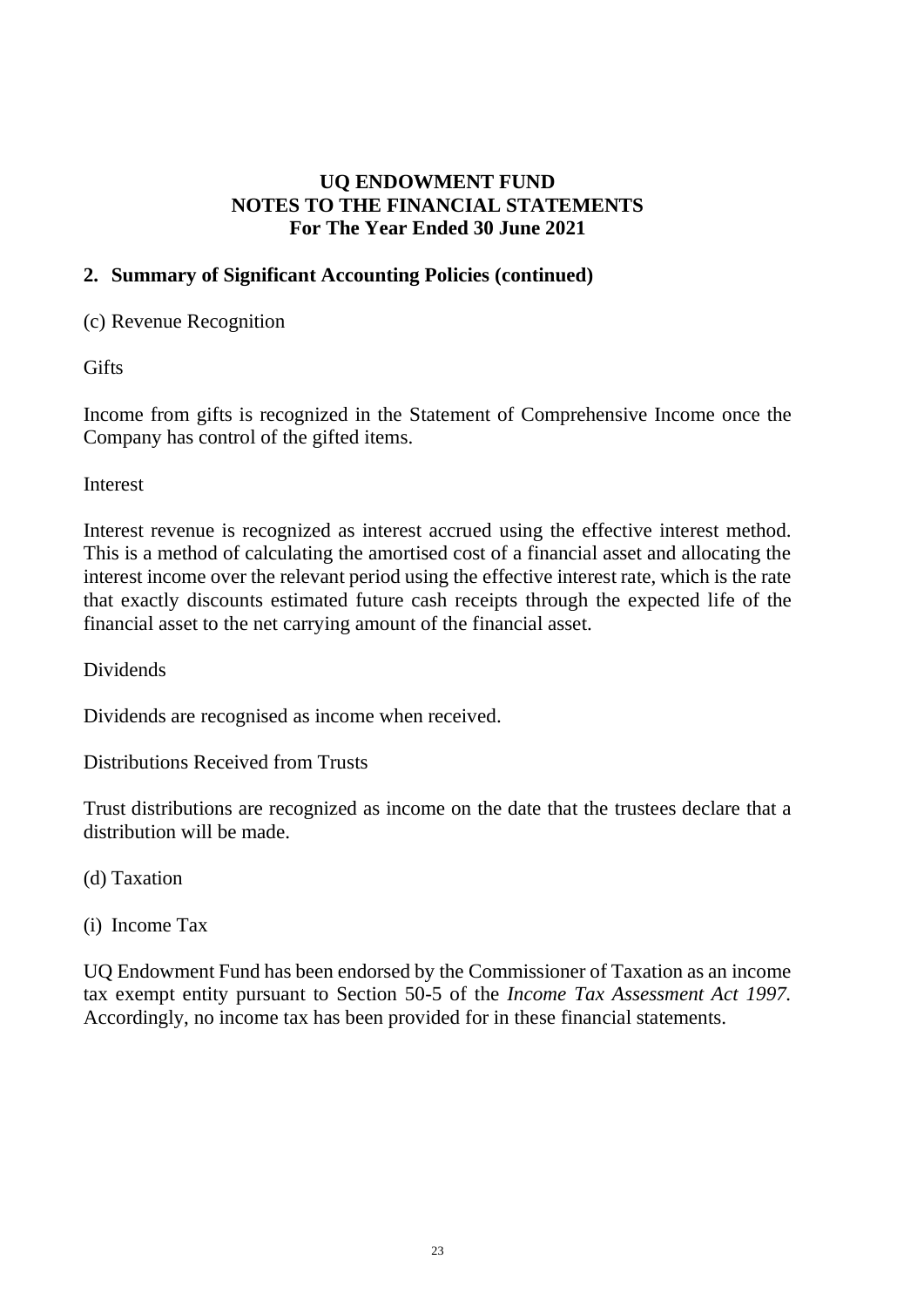# UQ ENDOWMENT FUND
# NOTES TO THE FINANCIAL STATEMENTS
# For The Year Ended 30 June 2021

## 2. Summary of Significant Accounting Policies (continued)

(c) Revenue Recognition

Gifts

Income from gifts is recognized in the Statement of Comprehensive Income once the Company has control of the gifted items.

Interest

Interest revenue is recognized as interest accrued using the effective interest method. This is a method of calculating the amortised cost of a financial asset and allocating the interest income over the relevant period using the effective interest rate, which is the rate that exactly discounts estimated future cash receipts through the expected life of the financial asset to the net carrying amount of the financial asset.

Dividends

Dividends are recognised as income when received.

Distributions Received from Trusts

Trust distributions are recognized as income on the date that the trustees declare that a distribution will be made.

(d) Taxation

(i) Income Tax

UQ Endowment Fund has been endorsed by the Commissioner of Taxation as an income tax exempt entity pursuant to Section 50-5 of the *Income Tax Assessment Act 1997.* Accordingly, no income tax has been provided for in these financial statements.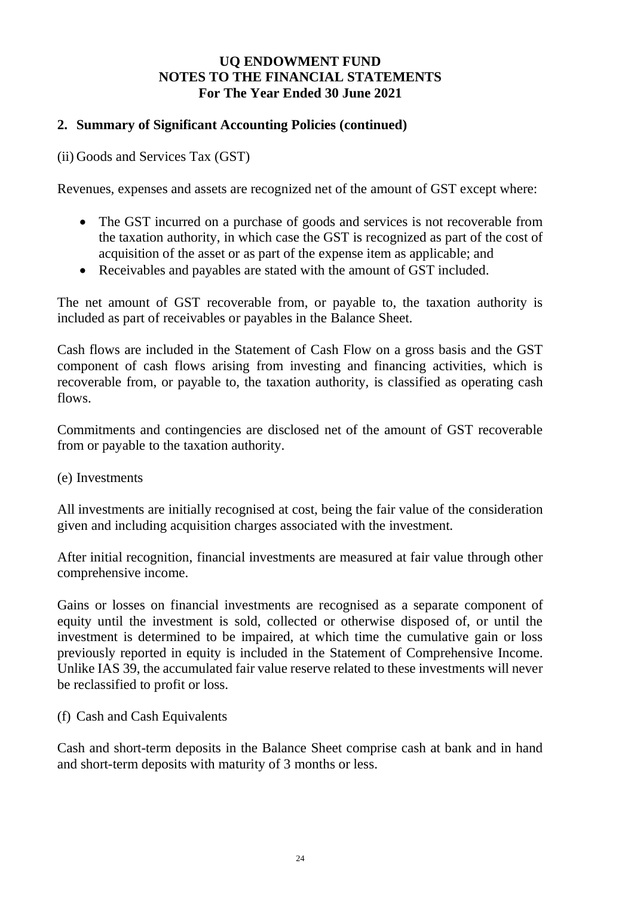## 2. Summary of Significant Accounting Policies (continued)

(ii) Goods and Services Tax (GST)

Revenues, expenses and assets are recognized net of the amount of GST except where:

- The GST incurred on a purchase of goods and services is not recoverable from the taxation authority, in which case the GST is recognized as part of the cost of acquisition of the asset or as part of the expense item as applicable; and
- Receivables and payables are stated with the amount of GST included.

The net amount of GST recoverable from, or payable to, the taxation authority is included as part of receivables or payables in the Balance Sheet.

Cash flows are included in the Statement of Cash Flow on a gross basis and the GST component of cash flows arising from investing and financing activities, which is recoverable from, or payable to, the taxation authority, is classified as operating cash flows.

Commitments and contingencies are disclosed net of the amount of GST recoverable from or payable to the taxation authority.

(e) Investments

All investments are initially recognised at cost, being the fair value of the consideration given and including acquisition charges associated with the investment.

After initial recognition, financial investments are measured at fair value through other comprehensive income.

Gains or losses on financial investments are recognised as a separate component of equity until the investment is sold, collected or otherwise disposed of, or until the investment is determined to be impaired, at which time the cumulative gain or loss previously reported in equity is included in the Statement of Comprehensive Income. Unlike IAS 39, the accumulated fair value reserve related to these investments will never be reclassified to profit or loss.

(f) Cash and Cash Equivalents

Cash and short-term deposits in the Balance Sheet comprise cash at bank and in hand and short-term deposits with maturity of 3 months or less.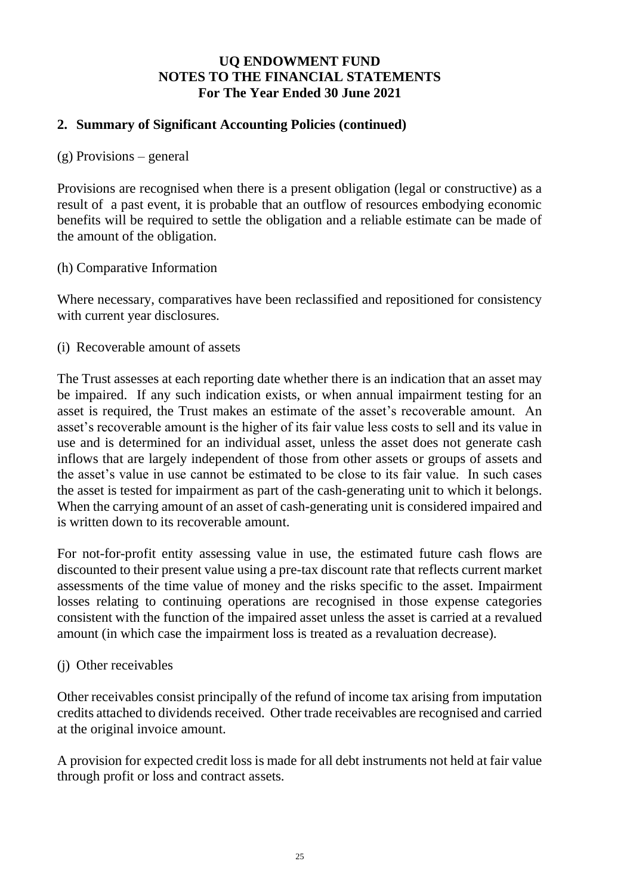## 2. Summary of Significant Accounting Policies (continued)

(g) Provisions – general

Provisions are recognised when there is a present obligation (legal or constructive) as a result of a past event, it is probable that an outflow of resources embodying economic benefits will be required to settle the obligation and a reliable estimate can be made of the amount of the obligation.

(h) Comparative Information

Where necessary, comparatives have been reclassified and repositioned for consistency with current year disclosures.

(i) Recoverable amount of assets

The Trust assesses at each reporting date whether there is an indication that an asset may be impaired. If any such indication exists, or when annual impairment testing for an asset is required, the Trust makes an estimate of the asset's recoverable amount. An asset's recoverable amount is the higher of its fair value less costs to sell and its value in use and is determined for an individual asset, unless the asset does not generate cash inflows that are largely independent of those from other assets or groups of assets and the asset's value in use cannot be estimated to be close to its fair value. In such cases the asset is tested for impairment as part of the cash-generating unit to which it belongs. When the carrying amount of an asset of cash-generating unit is considered impaired and is written down to its recoverable amount.

For not-for-profit entity assessing value in use, the estimated future cash flows are discounted to their present value using a pre-tax discount rate that reflects current market assessments of the time value of money and the risks specific to the asset. Impairment losses relating to continuing operations are recognised in those expense categories consistent with the function of the impaired asset unless the asset is carried at a revalued amount (in which case the impairment loss is treated as a revaluation decrease).

(j) Other receivables

Other receivables consist principally of the refund of income tax arising from imputation credits attached to dividends received. Other trade receivables are recognised and carried at the original invoice amount.

A provision for expected credit loss is made for all debt instruments not held at fair value through profit or loss and contract assets.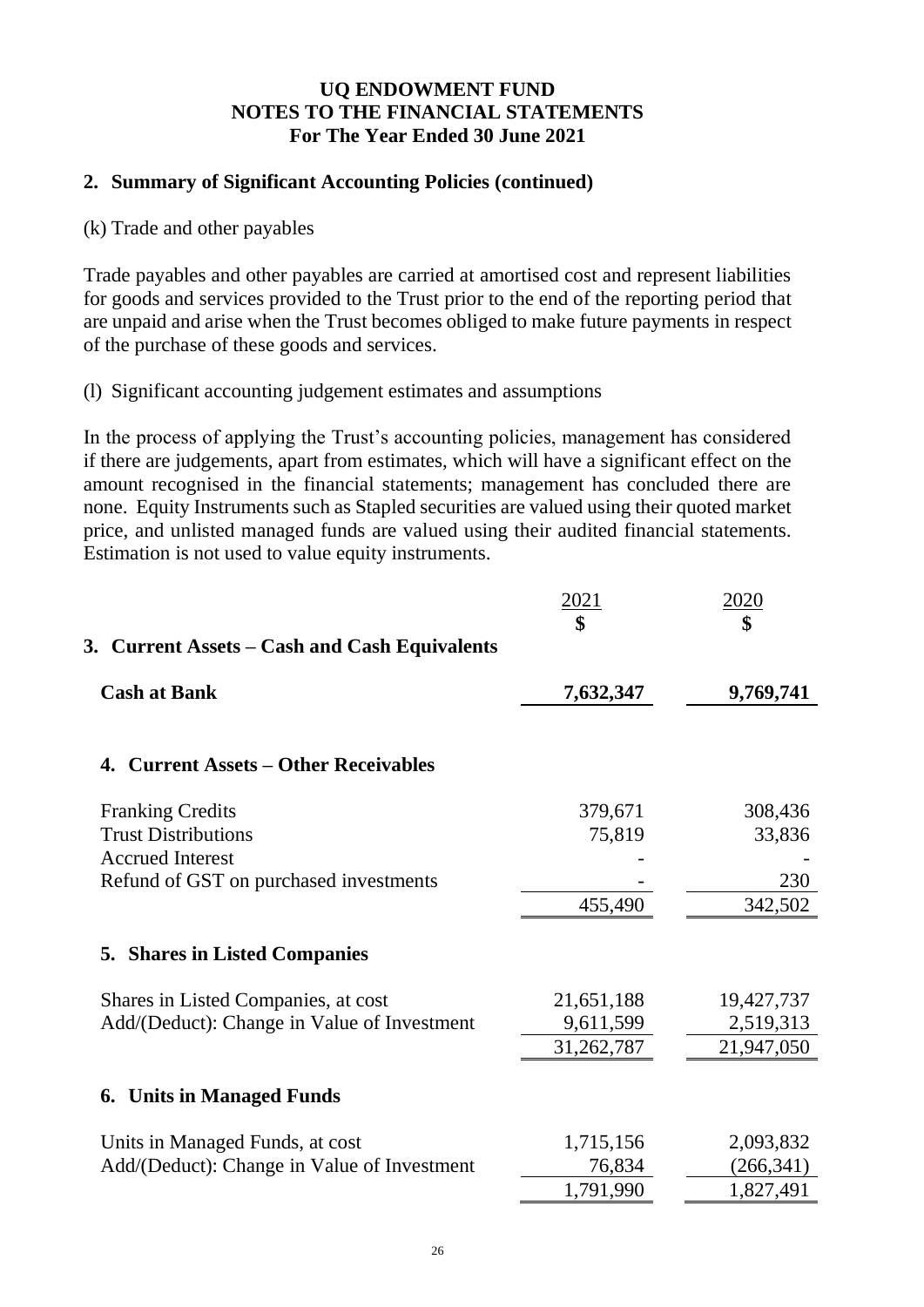## 2. Summary of Significant Accounting Policies (continued)

(k) Trade and other payables

Trade payables and other payables are carried at amortised cost and represent liabilities for goods and services provided to the Trust prior to the end of the reporting period that are unpaid and arise when the Trust becomes obliged to make future payments in respect of the purchase of these goods and services.

(l) Significant accounting judgement estimates and assumptions

In the process of applying the Trust's accounting policies, management has considered if there are judgements, apart from estimates, which will have a significant effect on the amount recognised in the financial statements; management has concluded there are none. Equity Instruments such as Stapled securities are valued using their quoted market price, and unlisted managed funds are valued using their audited financial statements. Estimation is not used to value equity instruments.

| | 2021<br>$ | 2020<br>$ |
|---|---|---|
| **3. Current Assets – Cash and Cash Equivalents** | | |
| **Cash at Bank** | **7,632,347** | **9,769,741** |
| | | |
| **4. Current Assets – Other Receivables** | | |
| Franking Credits | 379,671 | 308,436 |
| Trust Distributions | 75,819 | 33,836 |
| Accrued Interest | - | - |
| Refund of GST on purchased investments | - | 230 |
| | 455,490 | 342,502 |
| | | |
| **5. Shares in Listed Companies** | | |
| Shares in Listed Companies, at cost | 21,651,188 | 19,427,737 |
| Add/(Deduct): Change in Value of Investment | 9,611,599 | 2,519,313 |
| | 31,262,787 | 21,947,050 |
| | | |
| **6. Units in Managed Funds** | | |
| Units in Managed Funds, at cost | 1,715,156 | 2,093,832 |
| Add/(Deduct): Change in Value of Investment | 76,834 | (266,341) |
| | 1,791,990 | 1,827,491 |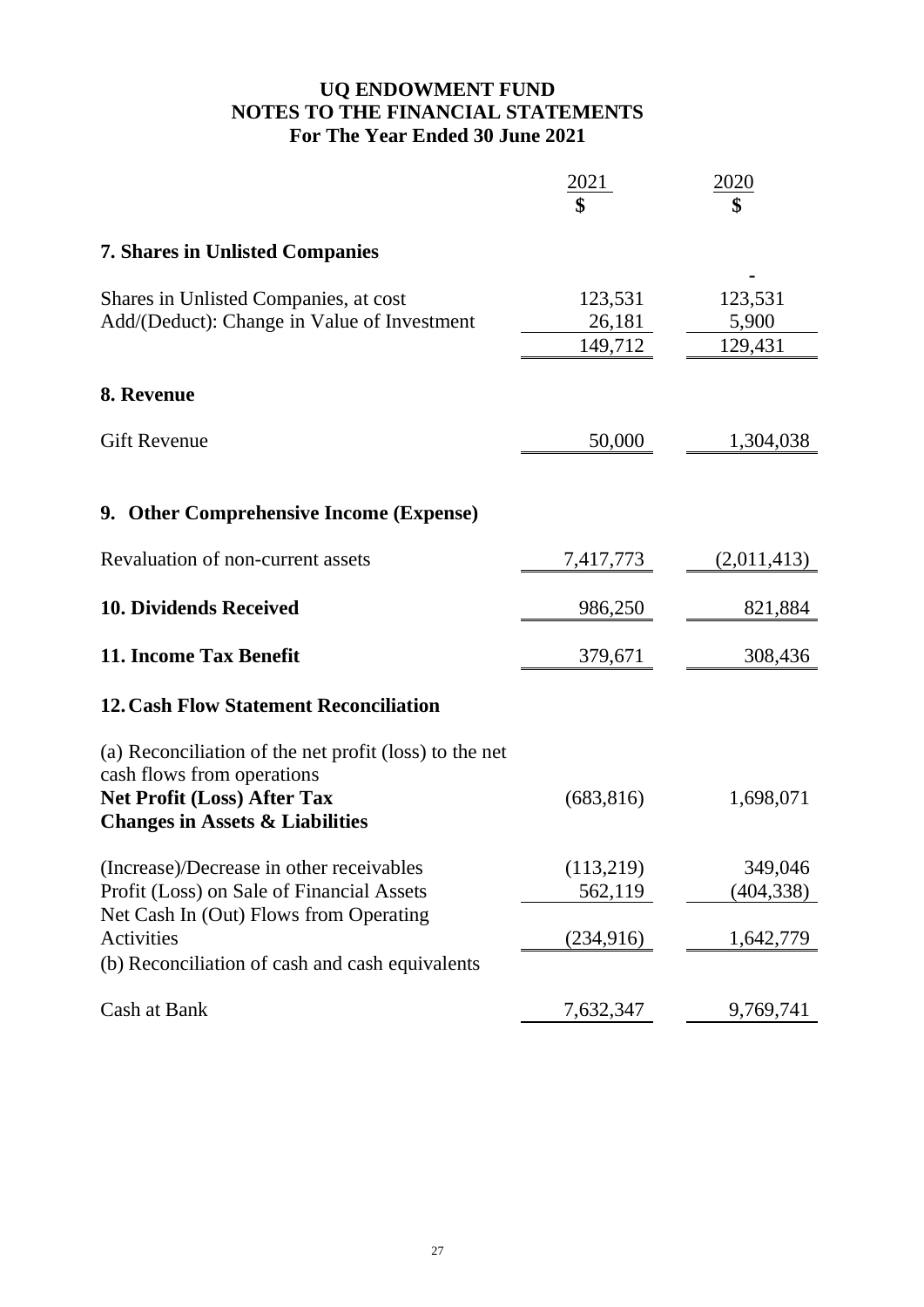# UQ ENDOWMENT FUND
## NOTES TO THE FINANCIAL STATEMENTS
## For The Year Ended 30 June 2021

| | 2021 $ | 2020 $ |
|---|---|---|
| **7. Shares in Unlisted Companies** | | - |
| Shares in Unlisted Companies, at cost | 123,531 | 123,531 |
| Add/(Deduct): Change in Value of Investment | 26,181 | 5,900 |
| | 149,712 | 129,431 |
| **8. Revenue** | | |
| Gift Revenue | 50,000 | 1,304,038 |
| **9. Other Comprehensive Income (Expense)** | | |
| Revaluation of non-current assets | 7,417,773 | (2,011,413) |
| **10. Dividends Received** | 986,250 | 821,884 |
| **11. Income Tax Benefit** | 379,671 | 308,436 |
| **12. Cash Flow Statement Reconciliation** | | |
| (a) Reconciliation of the net profit (loss) to the net cash flows from operations | | |
| **Net Profit (Loss) After Tax** | (683,816) | 1,698,071 |
| **Changes in Assets & Liabilities** | | |
| (Increase)/Decrease in other receivables | (113,219) | 349,046 |
| Profit (Loss) on Sale of Financial Assets | 562,119 | (404,338) |
| Net Cash In (Out) Flows from Operating Activities | (234,916) | 1,642,779 |
| (b) Reconciliation of cash and cash equivalents | | |
| Cash at Bank | 7,632,347 | 9,769,741 |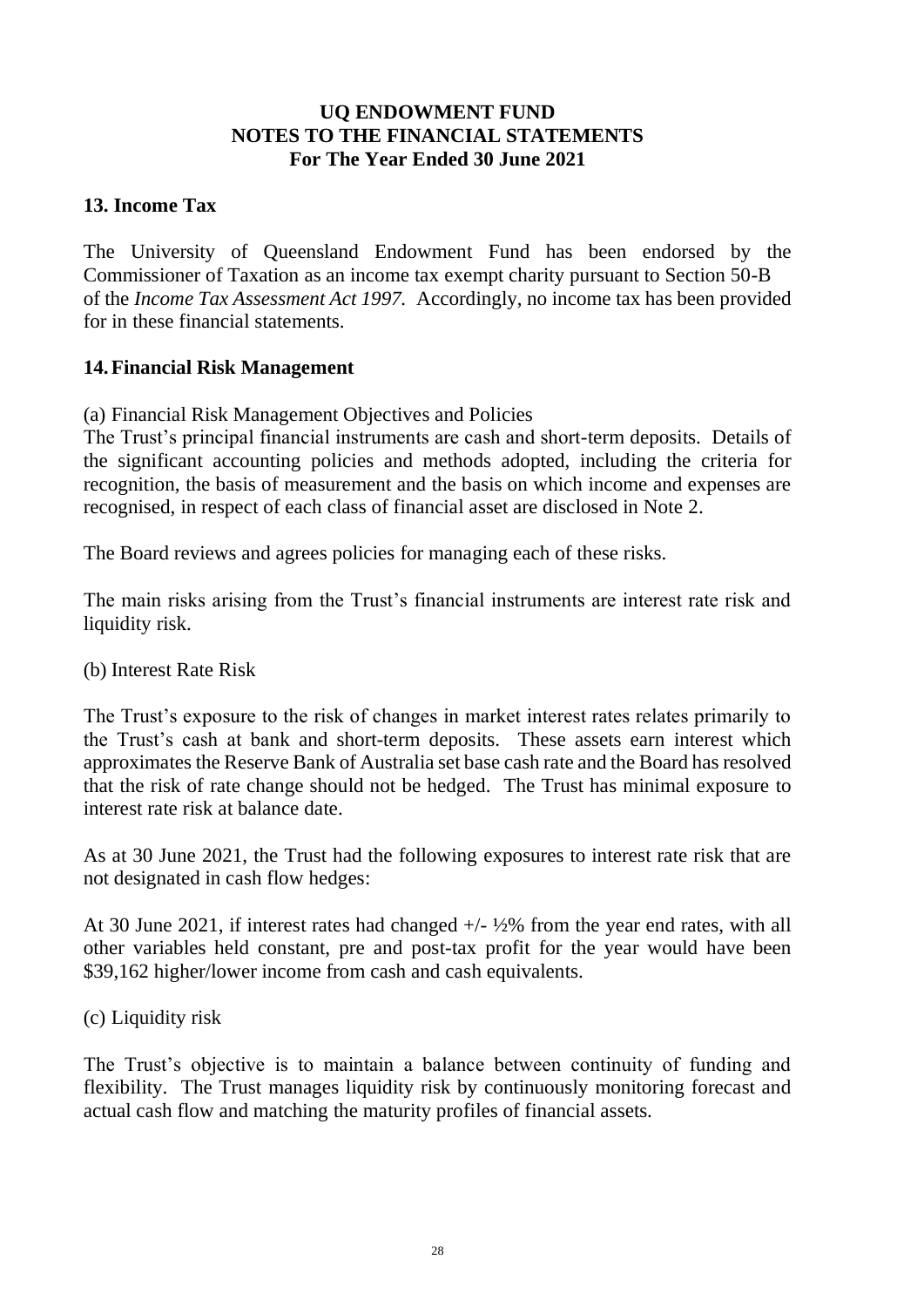# UQ ENDOWMENT FUND
# NOTES TO THE FINANCIAL STATEMENTS
# For The Year Ended 30 June 2021

## 13. Income Tax

The University of Queensland Endowment Fund has been endorsed by the Commissioner of Taxation as an income tax exempt charity pursuant to Section 50-B of the *Income Tax Assessment Act 1997.* Accordingly, no income tax has been provided for in these financial statements.

## 14. Financial Risk Management

(a) Financial Risk Management Objectives and Policies

The Trust's principal financial instruments are cash and short-term deposits. Details of the significant accounting policies and methods adopted, including the criteria for recognition, the basis of measurement and the basis on which income and expenses are recognised, in respect of each class of financial asset are disclosed in Note 2.

The Board reviews and agrees policies for managing each of these risks.

The main risks arising from the Trust's financial instruments are interest rate risk and liquidity risk.

(b) Interest Rate Risk

The Trust's exposure to the risk of changes in market interest rates relates primarily to the Trust's cash at bank and short-term deposits. These assets earn interest which approximates the Reserve Bank of Australia set base cash rate and the Board has resolved that the risk of rate change should not be hedged. The Trust has minimal exposure to interest rate risk at balance date.

As at 30 June 2021, the Trust had the following exposures to interest rate risk that are not designated in cash flow hedges:

At 30 June 2021, if interest rates had changed +/- ½% from the year end rates, with all other variables held constant, pre and post-tax profit for the year would have been $39,162 higher/lower income from cash and cash equivalents.

(c) Liquidity risk

The Trust's objective is to maintain a balance between continuity of funding and flexibility. The Trust manages liquidity risk by continuously monitoring forecast and actual cash flow and matching the maturity profiles of financial assets.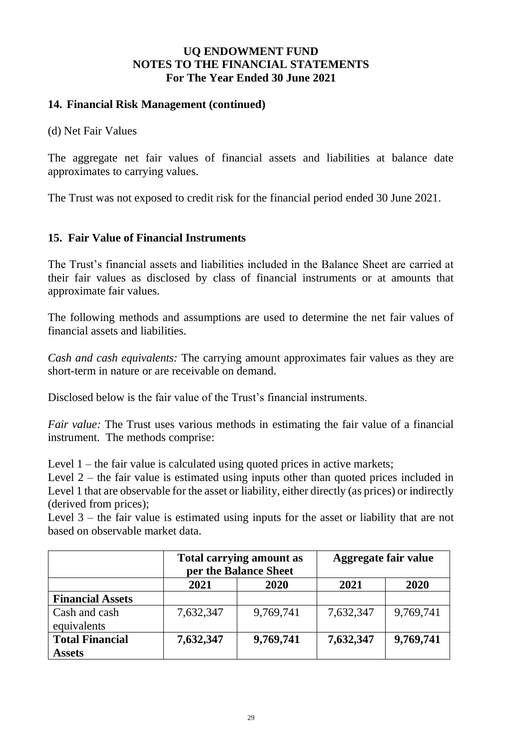## 14. Financial Risk Management (continued)

(d) Net Fair Values

The aggregate net fair values of financial assets and liabilities at balance date approximates to carrying values.

The Trust was not exposed to credit risk for the financial period ended 30 June 2021.

## 15. Fair Value of Financial Instruments

The Trust's financial assets and liabilities included in the Balance Sheet are carried at their fair values as disclosed by class of financial instruments or at amounts that approximate fair values.

The following methods and assumptions are used to determine the net fair values of financial assets and liabilities.

*Cash and cash equivalents:* The carrying amount approximates fair values as they are short-term in nature or are receivable on demand.

Disclosed below is the fair value of the Trust's financial instruments.

*Fair value:* The Trust uses various methods in estimating the fair value of a financial instrument. The methods comprise:

Level 1 – the fair value is calculated using quoted prices in active markets;
Level 2 – the fair value is estimated using inputs other than quoted prices included in Level 1 that are observable for the asset or liability, either directly (as prices) or indirectly (derived from prices);
Level 3 – the fair value is estimated using inputs for the asset or liability that are not based on observable market data.

| | **Total carrying amount as per the Balance Sheet** | | **Aggregate fair value** | |
|---|---|---|---|---|
| | **2021** | **2020** | **2021** | **2020** |
| **Financial Assets** | | | | |
| Cash and cash equivalents | 7,632,347 | 9,769,741 | 7,632,347 | 9,769,741 |
| **Total Financial Assets** | **7,632,347** | **9,769,741** | **7,632,347** | **9,769,741** |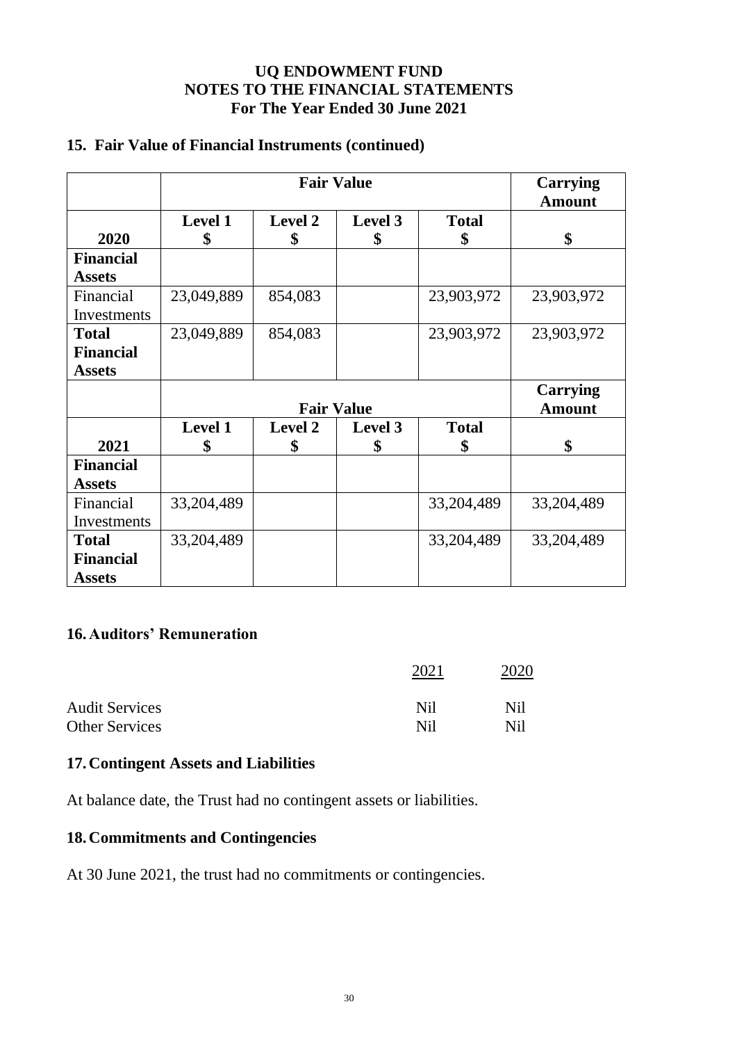## 15. Fair Value of Financial Instruments (continued)

| | Fair Value | | | | Carrying Amount |
|---|---|---|---|---|---|
| **2020** | **Level 1 $** | **Level 2 $** | **Level 3 $** | **Total $** | **$** |
| **Financial Assets** | | | | | |
| Financial Investments | 23,049,889 | 854,083 | | 23,903,972 | 23,903,972 |
| **Total Financial Assets** | 23,049,889 | 854,083 | | 23,903,972 | 23,903,972 |
| | **Fair Value** | | | | **Carrying Amount** |
| **2021** | **Level 1 $** | **Level 2 $** | **Level 3 $** | **Total $** | **$** |
| **Financial Assets** | | | | | |
| Financial Investments | 33,204,489 | | | 33,204,489 | 33,204,489 |
| **Total Financial Assets** | 33,204,489 | | | 33,204,489 | 33,204,489 |

## 16. Auditors' Remuneration

| | 2021 | 2020 |
|---|---|---|
| Audit Services | Nil | Nil |
| Other Services | Nil | Nil |

## 17. Contingent Assets and Liabilities

At balance date, the Trust had no contingent assets or liabilities.

## 18. Commitments and Contingencies

At 30 June 2021, the trust had no commitments or contingencies.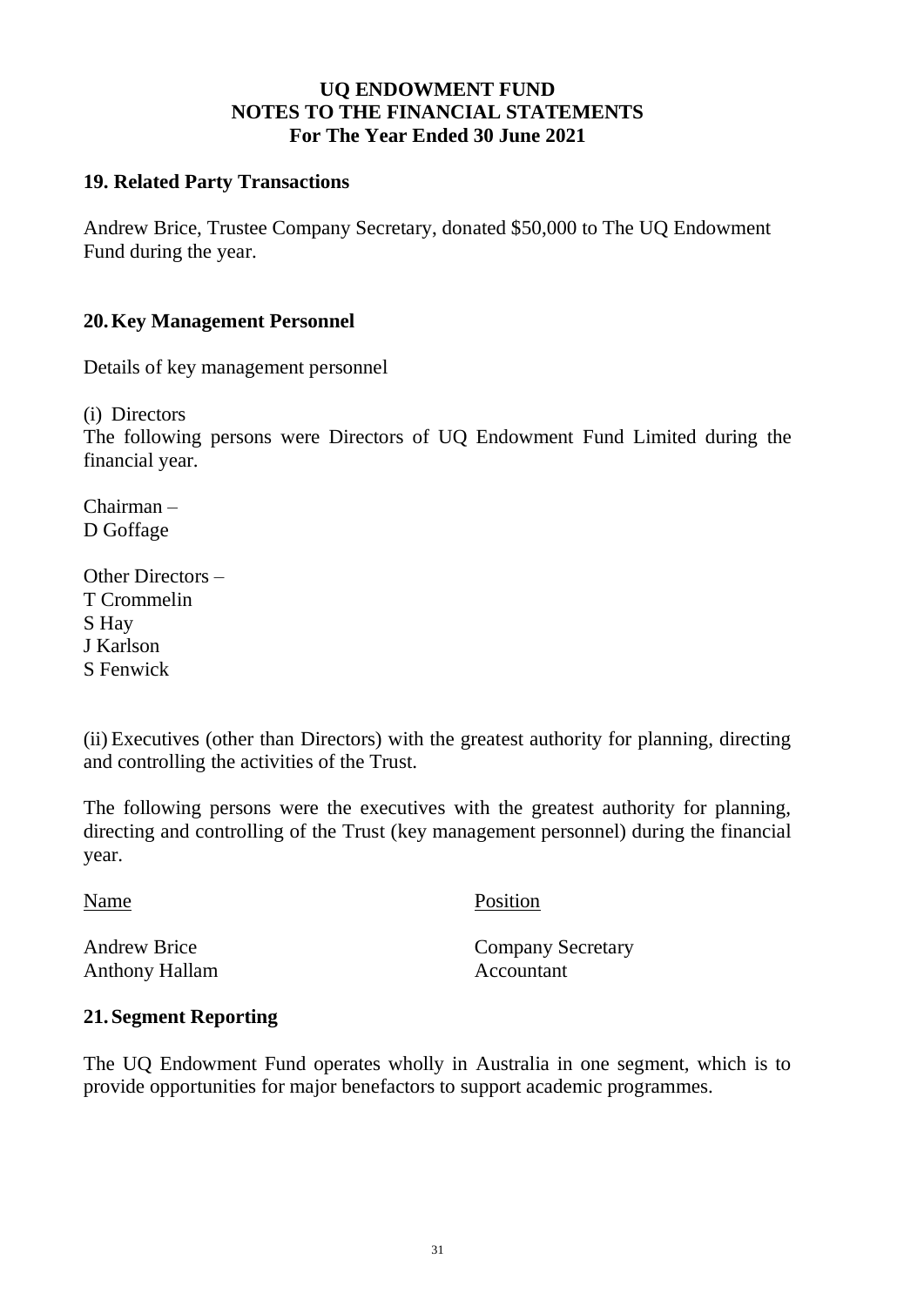**UQ ENDOWMENT FUND**
**NOTES TO THE FINANCIAL STATEMENTS**
**For The Year Ended 30 June 2021**

## 19. Related Party Transactions

Andrew Brice, Trustee Company Secretary, donated $50,000 to The UQ Endowment Fund during the year.

## 20. Key Management Personnel

Details of key management personnel

(i) Directors
The following persons were Directors of UQ Endowment Fund Limited during the financial year.

Chairman –
D Goffage

Other Directors –
T Crommelin
S Hay
J Karlson
S Fenwick

(ii) Executives (other than Directors) with the greatest authority for planning, directing and controlling the activities of the Trust.

The following persons were the executives with the greatest authority for planning, directing and controlling of the Trust (key management personnel) during the financial year.

| Name | Position |
|---|---|
| Andrew Brice | Company Secretary |
| Anthony Hallam | Accountant |

## 21. Segment Reporting

The UQ Endowment Fund operates wholly in Australia in one segment, which is to provide opportunities for major benefactors to support academic programmes.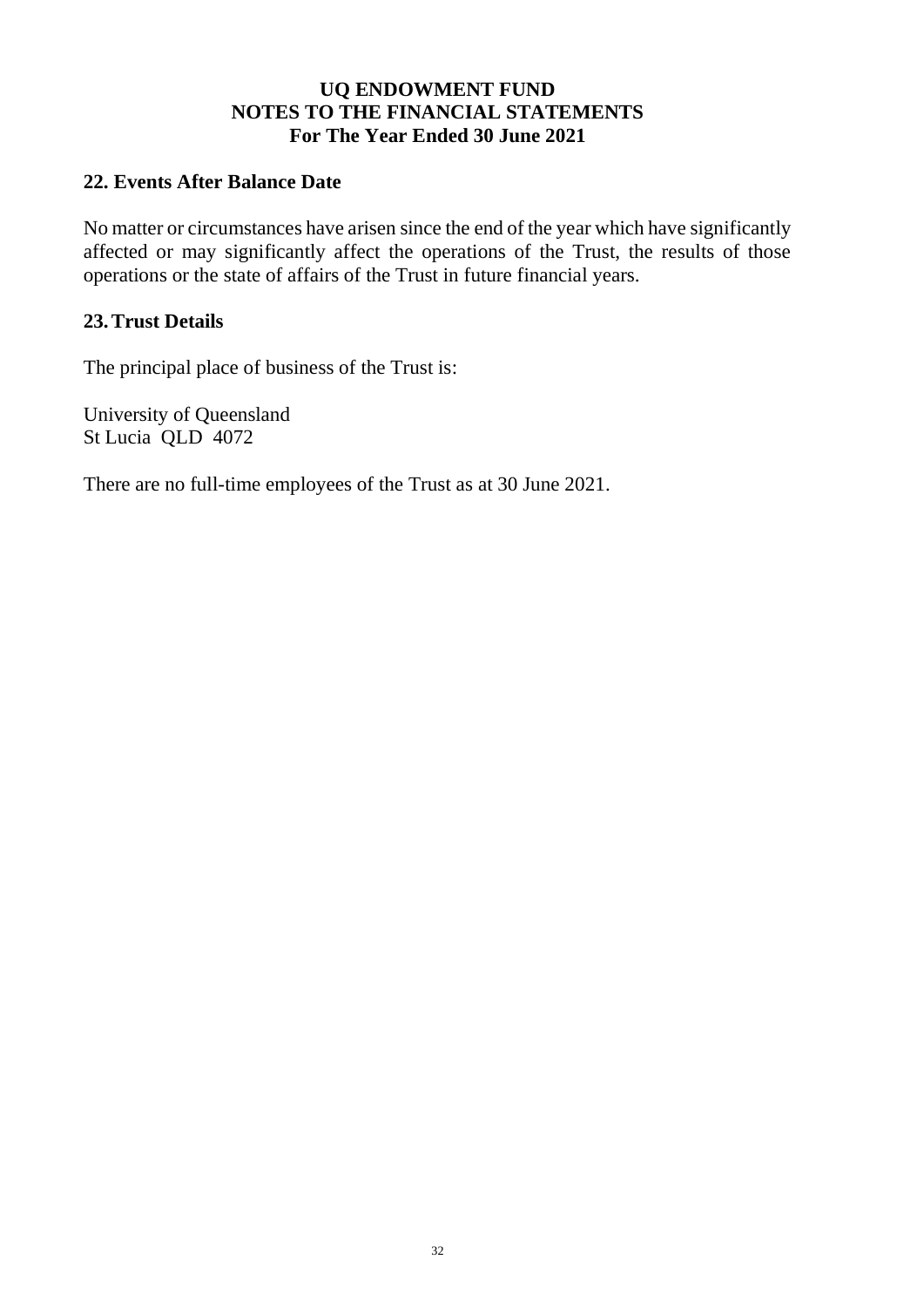## 22. Events After Balance Date

No matter or circumstances have arisen since the end of the year which have significantly affected or may significantly affect the operations of the Trust, the results of those operations or the state of affairs of the Trust in future financial years.

## 23. Trust Details

The principal place of business of the Trust is:

University of Queensland
St Lucia QLD 4072

There are no full-time employees of the Trust as at 30 June 2021.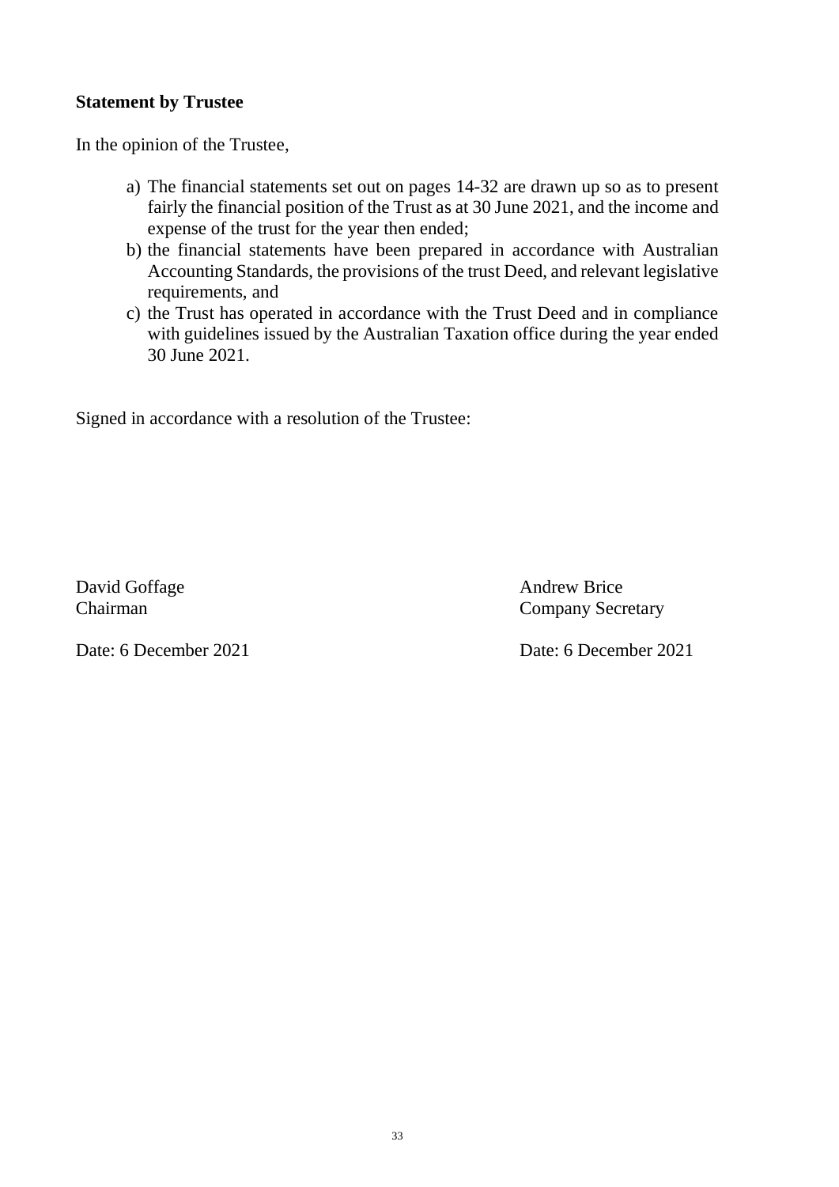**Statement by Trustee**

In the opinion of the Trustee,

a) The financial statements set out on pages 14-32 are drawn up so as to present fairly the financial position of the Trust as at 30 June 2021, and the income and expense of the trust for the year then ended;
b) the financial statements have been prepared in accordance with Australian Accounting Standards, the provisions of the trust Deed, and relevant legislative requirements, and
c) the Trust has operated in accordance with the Trust Deed and in compliance with guidelines issued by the Australian Taxation office during the year ended 30 June 2021.

Signed in accordance with a resolution of the Trustee:

David Goffage
Chairman

Date: 6 December 2021

Andrew Brice
Company Secretary

Date: 6 December 2021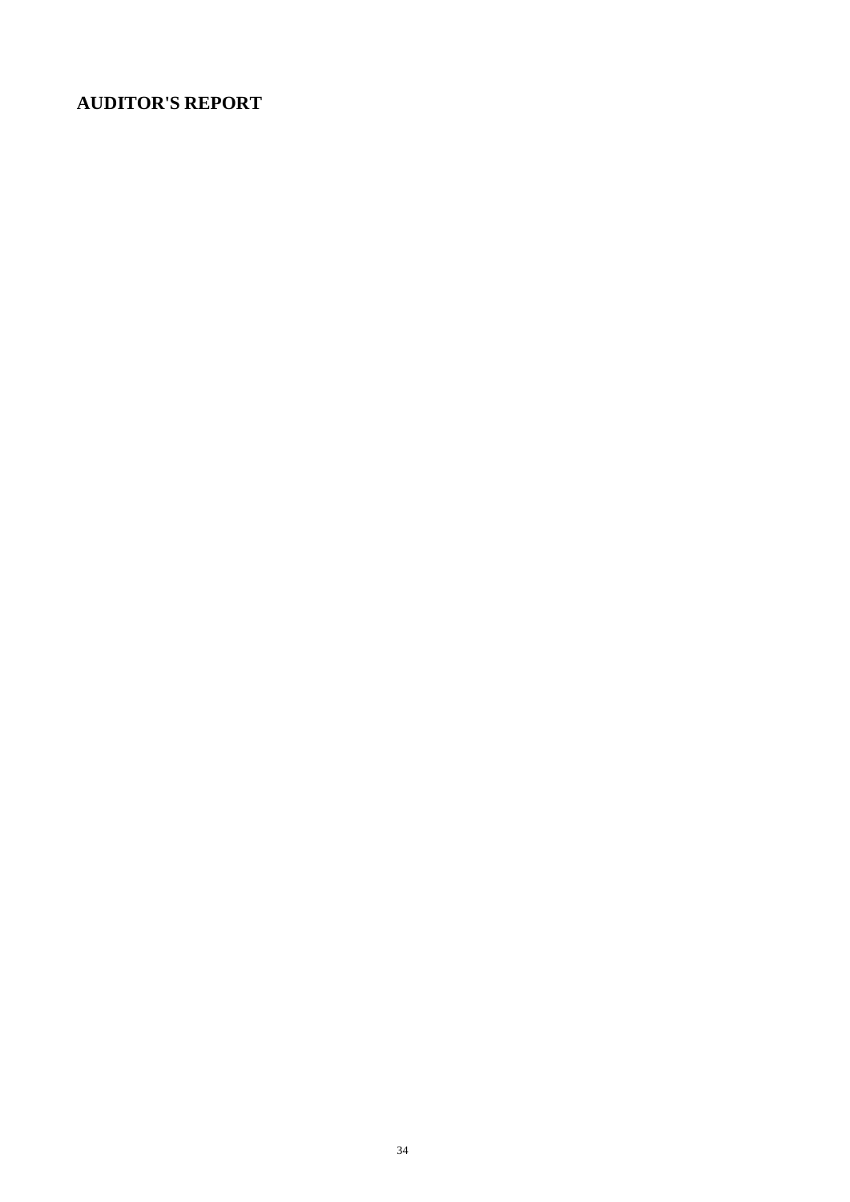## AUDITOR'S REPORT